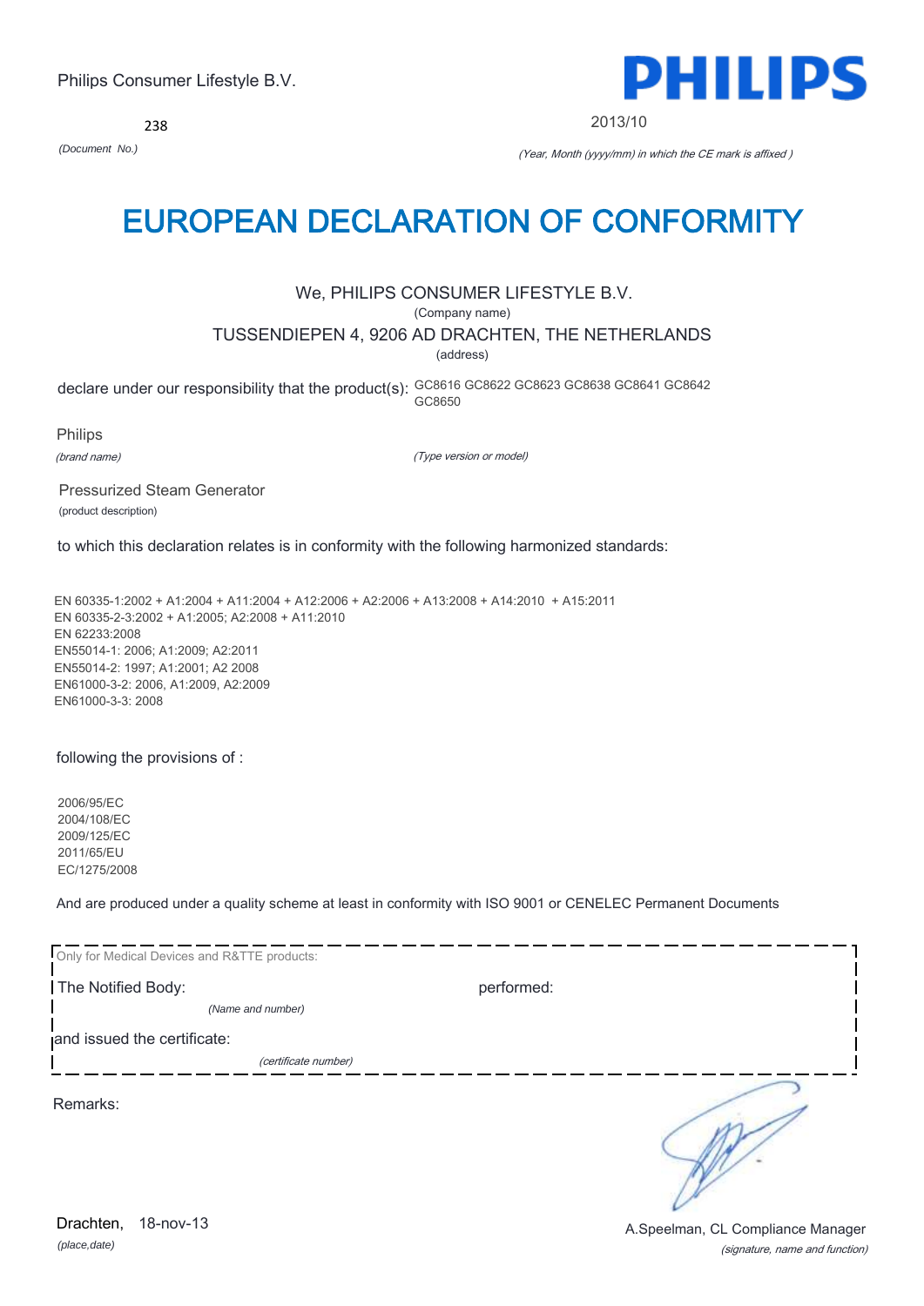Philips Consumer Lifestyle B.V.

PHILIPS

238

*(Document No.)*

2013/10

*(Year, Month (yyyy/mm) in which the CE mark is affixed )*

# EUROPEAN DECLARATION OF CONFORMITY

We, PHILIPS CONSUMER LIFESTYLE B.V.

(Company name)

TUSSENDIEPEN 4, 9206 AD DRACHTEN, THE NETHERLANDS

(address)

declare under our responsibility that the product(s): GC8616 GC8622 GC8623 GC8638 GC8641 GC8642 GC8650

Philips

*(brand name)*

*(Type version or model)*

Pressurized Steam Generator

(product description)

to which this declaration relates is in conformity with the following harmonized standards:

EN 60335-1:2002 + A1:2004 + A11:2004 + A12:2006 + A2:2006 + A13:2008 + A14:2010 + A15:2011
EN 60335-2-3:2002 + A1:2005; A2:2008 + A11:2010
EN 62233:2008
EN55014-1: 2006; A1:2009; A2:2011
EN55014-2: 1997; A1:2001; A2 2008
EN61000-3-2: 2006, A1:2009, A2:2009
EN61000-3-3: 2008

following the provisions of :

2006/95/EC
2004/108/EC
2009/125/EC
2011/65/EU
EC/1275/2008

And are produced under a quality scheme at least in conformity with ISO 9001 or CENELEC Permanent Documents

Only for Medical Devices and R&TTE products:

The Notified Body: performed:

*(Name and number)*

and issued the certificate:

*(certificate number)*

Remarks:

Drachten, 18-nov-13

*(place,date)*

A.Speelman, CL Compliance Manager

*(signature, name and function)*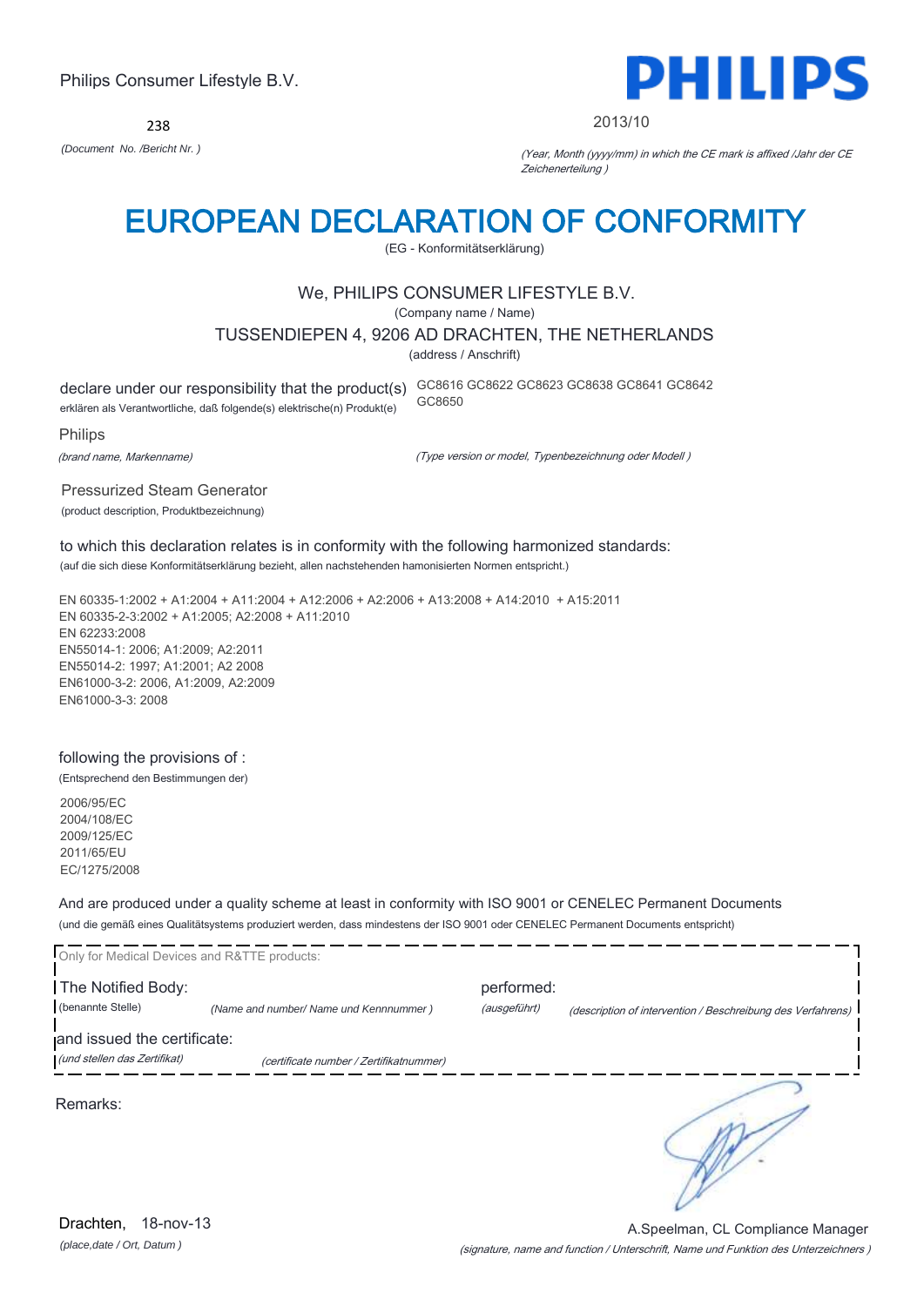Philips Consumer Lifestyle B.V.

**PHILIPS**

238

*(Document No. /Bericht Nr. )*

2013/10

*(Year, Month (yyyy/mm) in which the CE mark is affixed /Jahr der CE Zeichenerteilung )*

# EUROPEAN DECLARATION OF CONFORMITY

(EG - Konformitätserklärung)

We, PHILIPS CONSUMER LIFESTYLE B.V.

(Company name / Name)

TUSSENDIEPEN 4, 9206 AD DRACHTEN, THE NETHERLANDS

(address / Anschrift)

declare under our responsibility that the product(s) GC8616 GC8622 GC8623 GC8638 GC8641 GC8642 GC8650

erklären als Verantwortliche, daß folgende(s) elektrische(n) Produkt(e)

Philips

*(brand name, Markenname)*

*(Type version or model, Typenbezeichnung oder Modell )*

Pressurized Steam Generator

(product description, Produktbezeichnung)

to which this declaration relates is in conformity with the following harmonized standards:

(auf die sich diese Konformitätserklärung bezieht, allen nachstehenden hamonisierten Normen entspricht.)

EN 60335-1:2002 + A1:2004 + A11:2004 + A12:2006 + A2:2006 + A13:2008 + A14:2010 + A15:2011
EN 60335-2-3:2002 + A1:2005; A2:2008 + A11:2010
EN 62233:2008
EN55014-1: 2006; A1:2009; A2:2011
EN55014-2: 1997; A1:2001; A2 2008
EN61000-3-2: 2006, A1:2009, A2:2009
EN61000-3-3: 2008

following the provisions of :

(Entsprechend den Bestimmungen der)

2006/95/EC
2004/108/EC
2009/125/EC
2011/65/EU
EC/1275/2008

And are produced under a quality scheme at least in conformity with ISO 9001 or CENELEC Permanent Documents

(und die gemäß eines Qualitätsystems produziert werden, dass mindestens der ISO 9001 oder CENELEC Permanent Documents entspricht)

Only for Medical Devices and R&TTE products:

The Notified Body: performed:

(benannte Stelle) *(Name and number/ Name und Kennnummer )* *(ausgeführt)* *(description of intervention / Beschreibung des Verfahrens)*

and issued the certificate:

*(und stellen das Zertifikat)* *(certificate number / Zertifikatnummer)*

Remarks:

Drachten, 18-nov-13

*(place,date / Ort, Datum )*

A.Speelman, CL Compliance Manager

*(signature, name and function / Unterschrift, Name und Funktion des Unterzeichners )*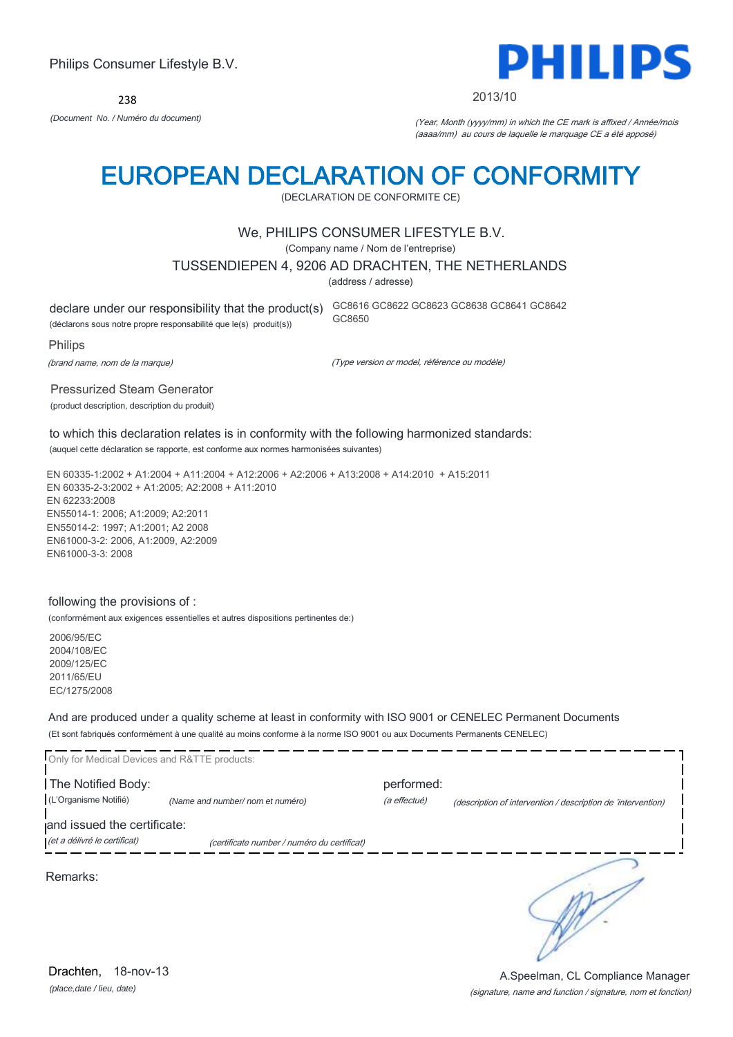Philips Consumer Lifestyle B.V.

238

*(Document No. / Numéro du document)*

**PHILIPS**

2013/10

*(Year, Month (yyyy/mm) in which the CE mark is affixed / Année/mois (aaaa/mm) au cours de laquelle le marquage CE a été apposé)*

# EUROPEAN DECLARATION OF CONFORMITY

(DECLARATION DE CONFORMITE CE)

We, PHILIPS CONSUMER LIFESTYLE B.V.

(Company name / Nom de l'entreprise)

TUSSENDIEPEN 4, 9206 AD DRACHTEN, THE NETHERLANDS

(address / adresse)

declare under our responsibility that the product(s) GC8616 GC8622 GC8623 GC8638 GC8641 GC8642 GC8650

(déclarons sous notre propre responsabilité que le(s) produit(s))

Philips

*(brand name, nom de la marque)*

*(Type version or model, référence ou modèle)*

Pressurized Steam Generator

(product description, description du produit)

to which this declaration relates is in conformity with the following harmonized standards:

(auquel cette déclaration se rapporte, est conforme aux normes harmonisées suivantes)

EN 60335-1:2002 + A1:2004 + A11:2004 + A12:2006 + A2:2006 + A13:2008 + A14:2010 + A15:2011
EN 60335-2-3:2002 + A1:2005; A2:2008 + A11:2010
EN 62233:2008
EN55014-1: 2006; A1:2009; A2:2011
EN55014-2: 1997; A1:2001; A2 2008
EN61000-3-2: 2006, A1:2009, A2:2009
EN61000-3-3: 2008

following the provisions of :

(conformément aux exigences essentielles et autres dispositions pertinentes de:)

2006/95/EC
2004/108/EC
2009/125/EC
2011/65/EU
EC/1275/2008

And are produced under a quality scheme at least in conformity with ISO 9001 or CENELEC Permanent Documents

(Et sont fabriqués conformément à une qualité au moins conforme à la norme ISO 9001 ou aux Documents Permanents CENELEC)

Only for Medical Devices and R&TTE products:

The Notified Body: *(Name and number/ nom et numéro)* performed: *(description of intervention / description de 'intervention)*

(L'Organisme Notifié) *(a effectué)*

and issued the certificate:

*(et a délivré le certificat)* *(certificate number / numéro du certificat)*

Remarks:

Drachten, 18-nov-13

*(place,date / lieu, date)*

A.Speelman, CL Compliance Manager

*(signature, name and function / signature, nom et fonction)*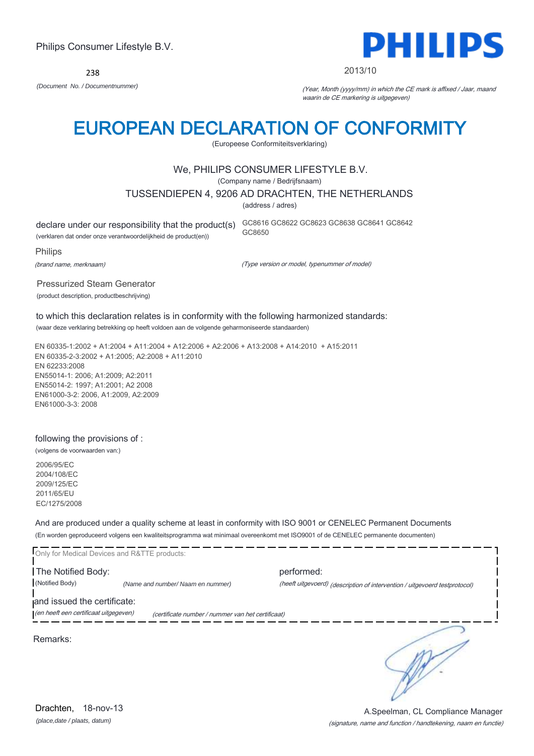Philips Consumer Lifestyle B.V.

238

*(Document No. / Documentnummer)*

PHILIPS

2013/10

*(Year, Month (yyyy/mm) in which the CE mark is affixed / Jaar, maand waarin de CE markering is uitgegeven)*

# EUROPEAN DECLARATION OF CONFORMITY

(Europeese Conformiteitsverklaring)

We, PHILIPS CONSUMER LIFESTYLE B.V.

(Company name / Bedrijfsnaam)

TUSSENDIEPEN 4, 9206 AD DRACHTEN, THE NETHERLANDS

(address / adres)

declare under our responsibility that the product(s)
(verklaren dat onder onze verantwoordelijkheid de product(en))

GC8616 GC8622 GC8623 GC8638 GC8641 GC8642 GC8650

Philips

*(brand name, merknaam)*

*(Type version or model, typenummer of model)*

Pressurized Steam Generator

(product description, productbeschrijving)

to which this declaration relates is in conformity with the following harmonized standards:

(waar deze verklaring betrekking op heeft voldoen aan de volgende geharmoniseerde standaarden)

EN 60335-1:2002 + A1:2004 + A11:2004 + A12:2006 + A2:2006 + A13:2008 + A14:2010 + A15:2011
EN 60335-2-3:2002 + A1:2005; A2:2008 + A11:2010
EN 62233:2008
EN55014-1: 2006; A1:2009; A2:2011
EN55014-2: 1997; A1:2001; A2 2008
EN61000-3-2: 2006, A1:2009, A2:2009
EN61000-3-3: 2008

following the provisions of :

(volgens de voorwaarden van:)

2006/95/EC
2004/108/EC
2009/125/EC
2011/65/EU
EC/1275/2008

And are produced under a quality scheme at least in conformity with ISO 9001 or CENELEC Permanent Documents

(En worden geproduceerd volgens een kwaliteitsprogramma wat minimaal overeenkomt met ISO9001 of de CENELEC permanente documenten)

Only for Medical Devices and R&TTE products:

The Notified Body: (Notified Body) *(Name and number/ Naam en nummer)*

performed: *(heeft uitgevoerd) (description of intervention / uitgevoerd testprotocol)*

and issued the certificate: *(en heeft een certificaat uitgegeven)* *(certificate number / nummer van het certificaat)*

Remarks:

Drachten, 18-nov-13

*(place,date / plaats, datum)*

A.Speelman, CL Compliance Manager

*(signature, name and function / handtekening, naam en functie)*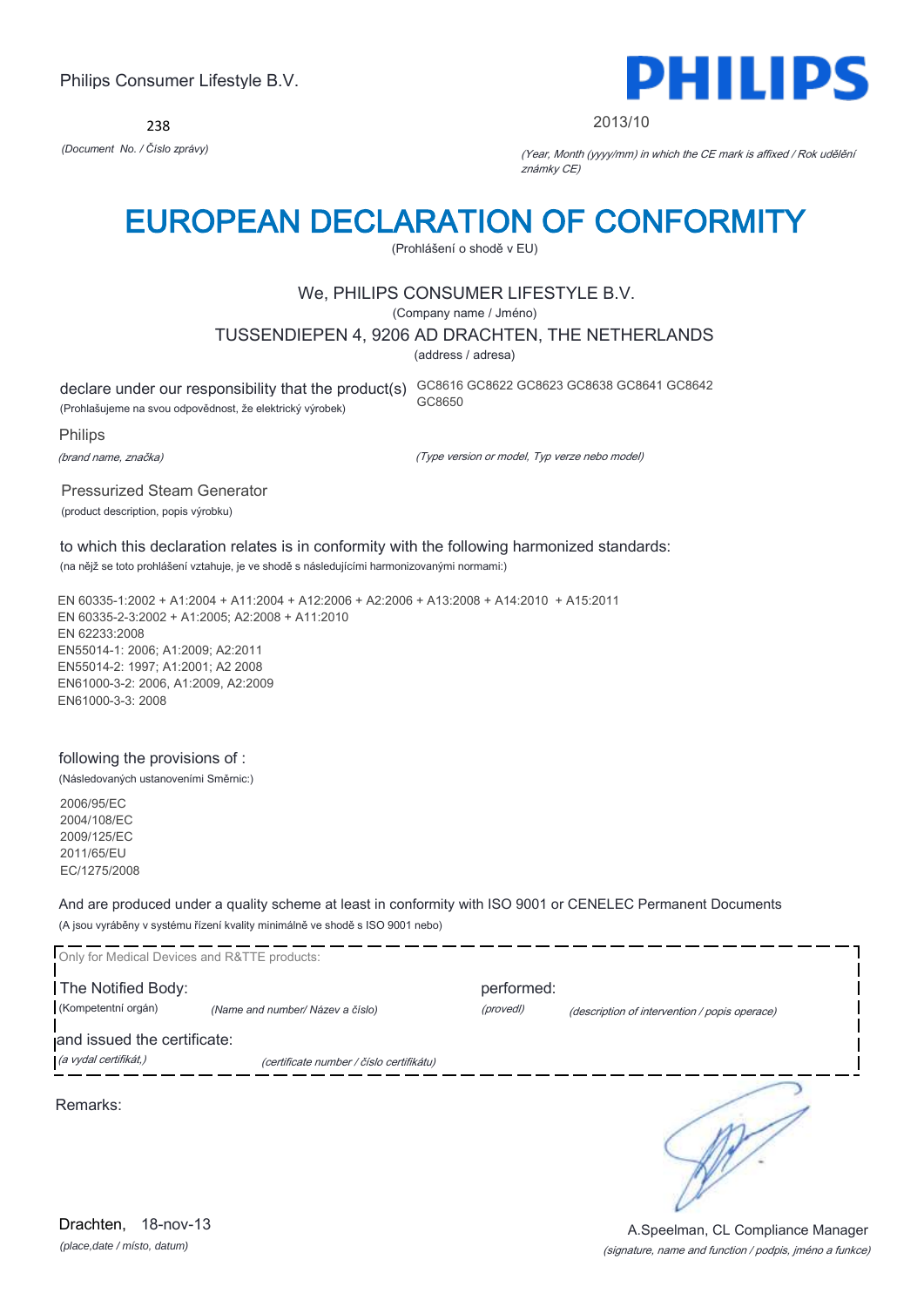Philips Consumer Lifestyle B.V.

238

*(Document No. / Číslo zprávy)*

2013/10

*(Year, Month (yyyy/mm) in which the CE mark is affixed / Rok udělění známky CE)*

# EUROPEAN DECLARATION OF CONFORMITY

(Prohlášení o shodě v EU)

We, PHILIPS CONSUMER LIFESTYLE B.V.

(Company name / Jméno)

TUSSENDIEPEN 4, 9206 AD DRACHTEN, THE NETHERLANDS

(address / adresa)

declare under our responsibility that the product(s) GC8616 GC8622 GC8623 GC8638 GC8641 GC8642 GC8650

(Prohlašujeme na svou odpovědnost, že elektrický výrobek)

Philips

*(brand name, značka)*

*(Type version or model, Typ verze nebo model)*

Pressurized Steam Generator

(product description, popis výrobku)

to which this declaration relates is in conformity with the following harmonized standards:

(na nějž se toto prohlášení vztahuje, je ve shodě s následujícími harmonizovanými normami:)

EN 60335-1:2002 + A1:2004 + A11:2004 + A12:2006 + A2:2006 + A13:2008 + A14:2010 + A15:2011
EN 60335-2-3:2002 + A1:2005; A2:2008 + A11:2010
EN 62233:2008
EN55014-1: 2006; A1:2009; A2:2011
EN55014-2: 1997; A1:2001; A2 2008
EN61000-3-2: 2006, A1:2009, A2:2009
EN61000-3-3: 2008

following the provisions of :

(Následovaných ustanoveními Směrnic:)

2006/95/EC
2004/108/EC
2009/125/EC
2011/65/EU
EC/1275/2008

And are produced under a quality scheme at least in conformity with ISO 9001 or CENELEC Permanent Documents

(A jsou vyráběny v systému řízení kvality minimálně ve shodě s ISO 9001 nebo)

Only for Medical Devices and R&TTE products:

The Notified Body: *(Name and number/ Název a číslo)* performed: *(description of intervention / popis operace)*

(Kompetentní orgán) *(provedl)*

and issued the certificate:

*(a vydal certifikát,)* *(certificate number / číslo certifikátu)*

Remarks:

Drachten, 18-nov-13

*(place,date / místo, datum)*

A.Speelman, CL Compliance Manager

*(signature, name and function / podpis, jméno a funkce)*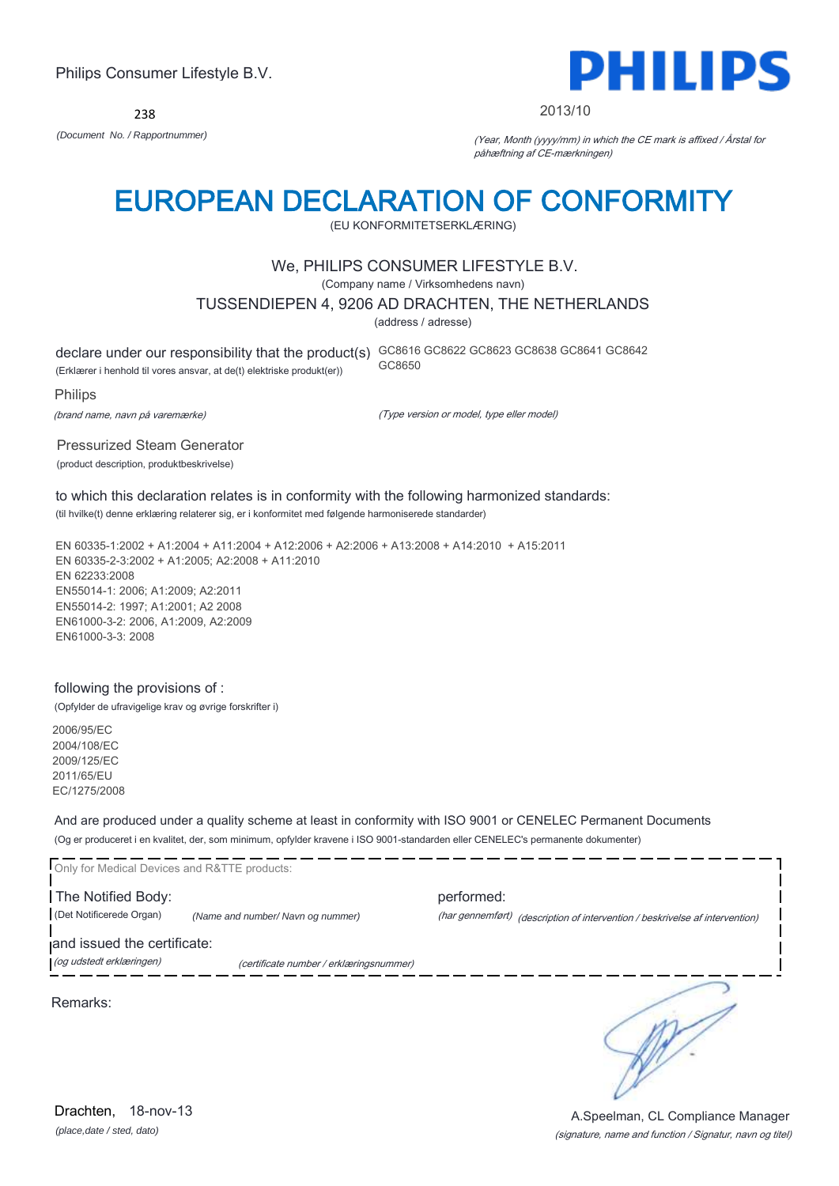Philips Consumer Lifestyle B.V.

238

*(Document No. / Rapportnummer)*

PHILIPS

2013/10

*(Year, Month (yyyy/mm) in which the CE mark is affixed / Årstal for påhæftning af CE-mærkningen)*

# EUROPEAN DECLARATION OF CONFORMITY

(EU KONFORMITETSERKLÆRING)

We, PHILIPS CONSUMER LIFESTYLE B.V.

(Company name / Virksomhedens navn)

TUSSENDIEPEN 4, 9206 AD DRACHTEN, THE NETHERLANDS

(address / adresse)

declare under our responsibility that the product(s) GC8616 GC8622 GC8623 GC8638 GC8641 GC8642 GC8650

(Erklærer i henhold til vores ansvar, at de(t) elektriske produkt(er))

Philips

*(brand name, navn på varemærke)*

*(Type version or model, type eller model)*

Pressurized Steam Generator

(product description, produktbeskrivelse)

to which this declaration relates is in conformity with the following harmonized standards:

(til hvilke(t) denne erklæring relaterer sig, er i konformitet med følgende harmoniserede standarder)

EN 60335-1:2002 + A1:2004 + A11:2004 + A12:2006 + A2:2006 + A13:2008 + A14:2010 + A15:2011
EN 60335-2-3:2002 + A1:2005; A2:2008 + A11:2010
EN 62233:2008
EN55014-1: 2006; A1:2009; A2:2011
EN55014-2: 1997; A1:2001; A2 2008
EN61000-3-2: 2006, A1:2009, A2:2009
EN61000-3-3: 2008

following the provisions of :

(Opfylder de ufravigelige krav og øvrige forskrifter i)

2006/95/EC
2004/108/EC
2009/125/EC
2011/65/EU
EC/1275/2008

And are produced under a quality scheme at least in conformity with ISO 9001 or CENELEC Permanent Documents

(Og er produceret i en kvalitet, der, som minimum, opfylder kravene i ISO 9001-standarden eller CENELEC's permanente dokumenter)

Only for Medical Devices and R&TTE products:

The Notified Body: *(Name and number/ Navn og nummer)*
(Det Notificerede Organ)

performed: *(description of intervention / beskrivelse af intervention)*
*(har gennemført)*

and issued the certificate: *(certificate number / erklæringsnummer)*
*(og udstedt erklæringen)*

Remarks:

Drachten, 18-nov-13

*(place,date / sted, dato)*

A.Speelman, CL Compliance Manager

*(signature, name and function / Signatur, navn og titel)*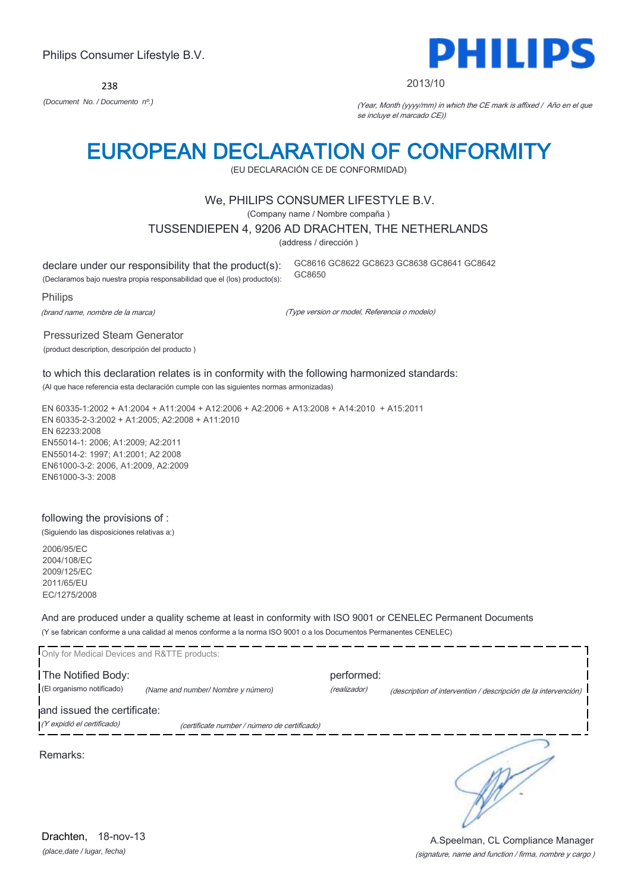Philips Consumer Lifestyle B.V.

PHILIPS

238

*(Document No. / Documento nº.)*

2013/10

*(Year, Month (yyyy/mm) in which the CE mark is affixed / Año en el que se incluye el marcado CE))*

# EUROPEAN DECLARATION OF CONFORMITY

(EU DECLARACIÓN CE DE CONFORMIDAD)

We, PHILIPS CONSUMER LIFESTYLE B.V.

(Company name / Nombre compaña )

TUSSENDIEPEN 4, 9206 AD DRACHTEN, THE NETHERLANDS

(address / dirección )

declare under our responsibility that the product(s):
(Declaramos bajo nuestra propia responsabilidad que el (los) producto(s):

GC8616 GC8622 GC8623 GC8638 GC8641 GC8642 GC8650

Philips

*(brand name, nombre de la marca)*

*(Type version or model, Referencia o modelo)*

Pressurized Steam Generator

(product description, descripción del producto )

to which this declaration relates is in conformity with the following harmonized standards:
(Al que hace referencia esta declaración cumple con las siguientes normas armonizadas)

EN 60335-1:2002 + A1:2004 + A11:2004 + A12:2006 + A2:2006 + A13:2008 + A14:2010 + A15:2011
EN 60335-2-3:2002 + A1:2005; A2:2008 + A11:2010
EN 62233:2008
EN55014-1: 2006; A1:2009; A2:2011
EN55014-2: 1997; A1:2001; A2 2008
EN61000-3-2: 2006, A1:2009, A2:2009
EN61000-3-3: 2008

following the provisions of :
(Siguiendo las disposiciones relativas a:)

2006/95/EC
2004/108/EC
2009/125/EC
2011/65/EU
EC/1275/2008

And are produced under a quality scheme at least in conformity with ISO 9001 or CENELEC Permanent Documents
(Y se fabrican conforme a una calidad al menos conforme a la norma ISO 9001 o a los Documentos Permanentes CENELEC)

Only for Medical Devices and R&TTE products:

The Notified Body:
(El organismo notificado) *(Name and number/ Nombre y número)*

performed:
*(realizador)* *(description of intervention / descripción de la intervención)*

and issued the certificate:
*(Y expidió el certificado)* *(certificate number / número de certificado)*

Remarks:

Drachten, 18-nov-13
*(place,date / lugar, fecha)*

A.Speelman, CL Compliance Manager
*(signature, name and function / firma, nombre y cargo )*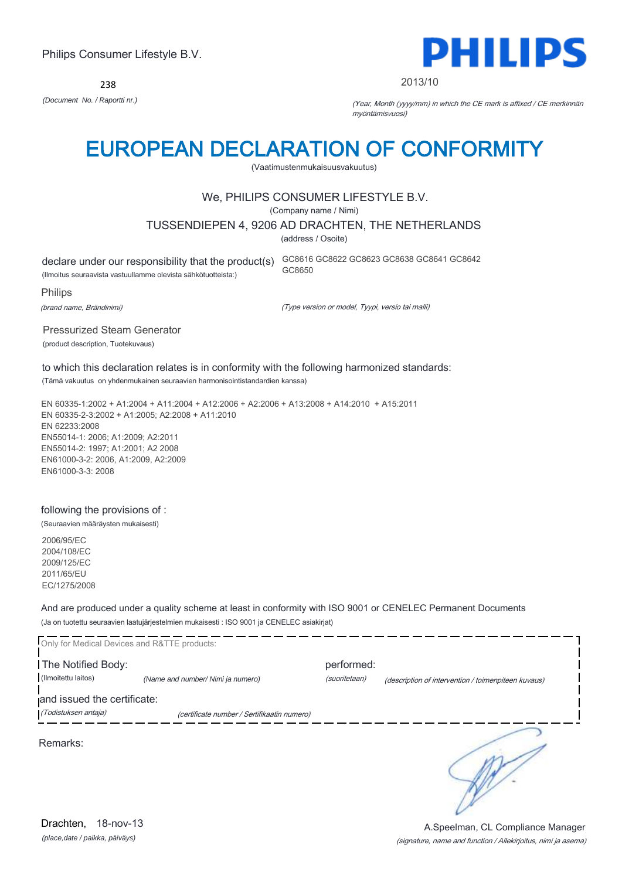Philips Consumer Lifestyle B.V.

PHILIPS

238

*(Document No. / Raportti nr.)*

2013/10

*(Year, Month (yyyy/mm) in which the CE mark is affixed / CE merkinnän myöntämisvuosi)*

# EUROPEAN DECLARATION OF CONFORMITY

(Vaatimustenmukaisuusvakuutus)

We, PHILIPS CONSUMER LIFESTYLE B.V.

(Company name / Nimi)

TUSSENDIEPEN 4, 9206 AD DRACHTEN, THE NETHERLANDS

(address / Osoite)

declare under our responsibility that the product(s) GC8616 GC8622 GC8623 GC8638 GC8641 GC8642 GC8650

(Ilmoitus seuraavista vastuullamme olevista sähkötuotteista:)

Philips

*(brand name, Brändinimi)*

*(Type version or model, Tyypi, versio tai malli)*

Pressurized Steam Generator

(product description, Tuotekuvaus)

to which this declaration relates is in conformity with the following harmonized standards:

(Tämä vakuutus on yhdenmukainen seuraavien harmonisointistandardien kanssa)

EN 60335-1:2002 + A1:2004 + A11:2004 + A12:2006 + A2:2006 + A13:2008 + A14:2010 + A15:2011
EN 60335-2-3:2002 + A1:2005; A2:2008 + A11:2010
EN 62233:2008
EN55014-1: 2006; A1:2009; A2:2011
EN55014-2: 1997; A1:2001; A2 2008
EN61000-3-2: 2006, A1:2009, A2:2009
EN61000-3-3: 2008

following the provisions of :

(Seuraavien määräysten mukaisesti)

2006/95/EC
2004/108/EC
2009/125/EC
2011/65/EU
EC/1275/2008

And are produced under a quality scheme at least in conformity with ISO 9001 or CENELEC Permanent Documents

(Ja on tuotettu seuraavien laatujärjestelmien mukaisesti : ISO 9001 ja CENELEC asiakirjat)

Only for Medical Devices and R&TTE products:

The Notified Body: performed:

(Ilmoitettu laitos) *(Name and number/ Nimi ja numero)* *(suoritetaan)* *(description of intervention / toimenpiteen kuvaus)*

and issued the certificate:

*(Todistuksen antaja)* *(certificate number / Sertifikaatin numero)*

Remarks:

Drachten, 18-nov-13

*(place,date / paikka, päiväys)*

A.Speelman, CL Compliance Manager

*(signature, name and function / Allekirjoitus, nimi ja asema)*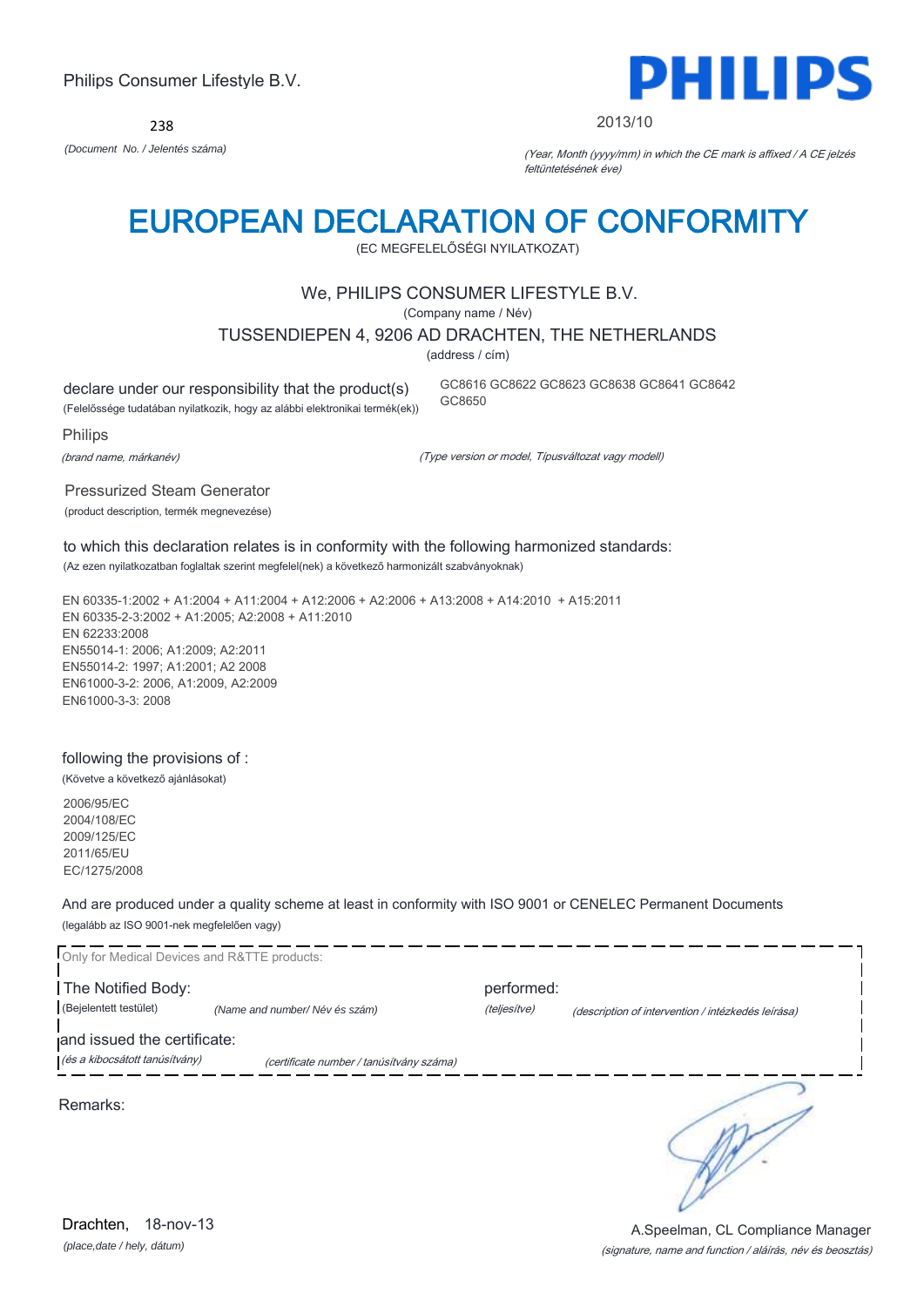Philips Consumer Lifestyle B.V.

238

*(Document No. / Jelentés száma)*

PHILIPS

2013/10

*(Year, Month (yyyy/mm) in which the CE mark is affixed / A CE jelzés feltüntetésének éve)*

# EUROPEAN DECLARATION OF CONFORMITY

(EC MEGFELELŐSÉGI NYILATKOZAT)

We, PHILIPS CONSUMER LIFESTYLE B.V.

(Company name / Név)

TUSSENDIEPEN 4, 9206 AD DRACHTEN, THE NETHERLANDS

(address / cím)

declare under our responsibility that the product(s)
(Felelőssége tudatában nyilatkozik, hogy az alábbi elektronikai termék(ek))

GC8616 GC8622 GC8623 GC8638 GC8641 GC8642 GC8650

Philips

*(brand name, márkanév)*

*(Type version or model, Típusváltozat vagy modell)*

Pressurized Steam Generator

(product description, termék megnevezése)

to which this declaration relates is in conformity with the following harmonized standards:
(Az ezen nyilatkozatban foglaltak szerint megfelel(nek) a következő harmonizált szabványoknak)

EN 60335-1:2002 + A1:2004 + A11:2004 + A12:2006 + A2:2006 + A13:2008 + A14:2010 + A15:2011
EN 60335-2-3:2002 + A1:2005; A2:2008 + A11:2010
EN 62233:2008
EN55014-1: 2006; A1:2009; A2:2011
EN55014-2: 1997; A1:2001; A2 2008
EN61000-3-2: 2006, A1:2009, A2:2009
EN61000-3-3: 2008

following the provisions of :
(Követve a következő ajánlásokat)

2006/95/EC
2004/108/EC
2009/125/EC
2011/65/EU
EC/1275/2008

And are produced under a quality scheme at least in conformity with ISO 9001 or CENELEC Permanent Documents
(legalább az ISO 9001-nek megfelelően vagy)

Only for Medical Devices and R&TTE products:

The Notified Body: (Bejelentett testület) *(Name and number/ Név és szám)*

performed: *(teljesítve)* *(description of intervention / intézkedés leírása)*

and issued the certificate: *(és a kibocsátott tanúsítvány)* *(certificate number / tanúsítvány száma)*

Remarks:

Drachten, 18-nov-13

*(place,date / hely, dátum)*

A.Speelman, CL Compliance Manager

*(signature, name and function / aláírás, név és beosztás)*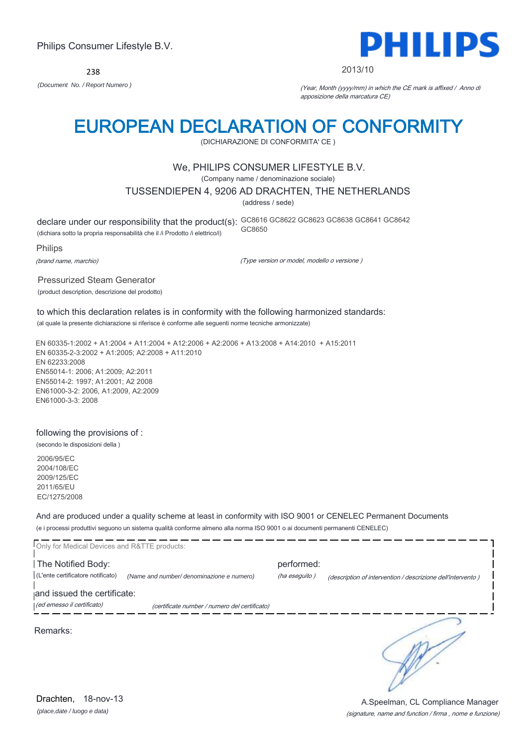Philips Consumer Lifestyle B.V.

PHILIPS

238

*(Document No. / Report Numero )*

2013/10

*(Year, Month (yyyy/mm) in which the CE mark is affixed / Anno di apposizione della marcatura CE)*

# EUROPEAN DECLARATION OF CONFORMITY

(DICHIARAZIONE DI CONFORMITA' CE )

We, PHILIPS CONSUMER LIFESTYLE B.V.

(Company name / denominazione sociale)

TUSSENDIEPEN 4, 9206 AD DRACHTEN, THE NETHERLANDS

(address / sede)

declare under our responsibility that the product(s): GC8616 GC8622 GC8623 GC8638 GC8641 GC8642 GC8650

(dichiara sotto la propria responsabilità che il /i Prodotto /i elettrico/i)

Philips

*(brand name, marchio)*

*(Type version or model, modello o versione )*

Pressurized Steam Generator

(product description, descrizione del prodotto)

to which this declaration relates is in conformity with the following harmonized standards:

(al quale la presente dichiarazione si riferisce è conforme alle seguenti norme tecniche armonizzate)

EN 60335-1:2002 + A1:2004 + A11:2004 + A12:2006 + A2:2006 + A13:2008 + A14:2010 + A15:2011
EN 60335-2-3:2002 + A1:2005; A2:2008 + A11:2010
EN 62233:2008
EN55014-1: 2006; A1:2009; A2:2011
EN55014-2: 1997; A1:2001; A2 2008
EN61000-3-2: 2006, A1:2009, A2:2009
EN61000-3-3: 2008

following the provisions of :

(secondo le disposizioni della )

2006/95/EC
2004/108/EC
2009/125/EC
2011/65/EU
EC/1275/2008

And are produced under a quality scheme at least in conformity with ISO 9001 or CENELEC Permanent Documents

(e i processi produttivi seguono un sistema qualità conforme almeno alla norma ISO 9001 o ai documenti permanenti CENELEC)

Only for Medical Devices and R&TTE products:

The Notified Body: (L'ente certificatore notificato) *(Name and number/ denominazione e numero)*

performed: *(ha eseguito )* *(description of intervention / descrizione dell'intervento )*

and issued the certificate: *(ed emesso il certificato)* *(certificate number / numero del certificato)*

Remarks:

Drachten, 18-nov-13

*(place,date / luogo e data)*

A.Speelman, CL Compliance Manager

*(signature, name and function / firma , nome e funzione)*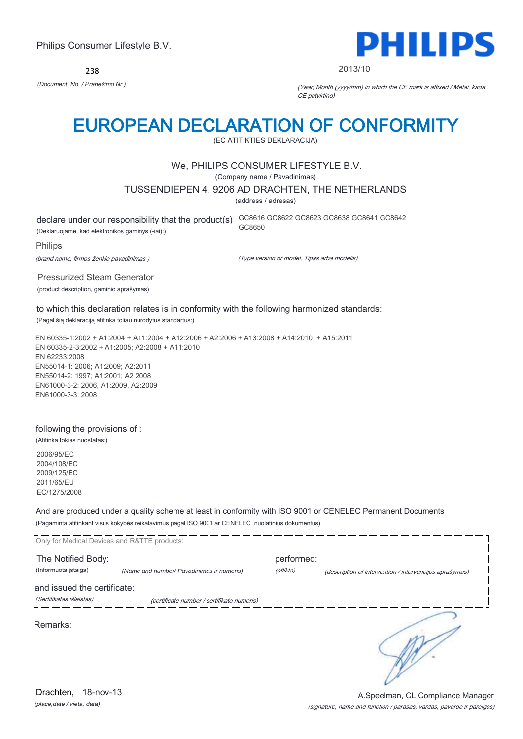Philips Consumer Lifestyle B.V.

238

*(Document No. / Pranešimo Nr.)*

**PHILIPS**

2013/10

*(Year, Month (yyyy/mm) in which the CE mark is affixed / Metai, kada CE patvirtino)*

# EUROPEAN DECLARATION OF CONFORMITY

(EC ATITIKTIES DEKLARACIJA)

We, PHILIPS CONSUMER LIFESTYLE B.V.

(Company name / Pavadinimas)

TUSSENDIEPEN 4, 9206 AD DRACHTEN, THE NETHERLANDS

(address / adresas)

declare under our responsibility that the product(s) GC8616 GC8622 GC8623 GC8638 GC8641 GC8642 GC8650

(Deklaruojame, kad elektronikos gaminys (-iai):)

Philips

*(brand name, firmos ženklo pavadinimas )*

*(Type version or model, Tipas arba modelis)*

Pressurized Steam Generator

(product description, gaminio aprašymas)

to which this declaration relates is in conformity with the following harmonized standards:

(Pagal šią deklaraciją atitinka toliau nurodytus standartus:)

EN 60335-1:2002 + A1:2004 + A11:2004 + A12:2006 + A2:2006 + A13:2008 + A14:2010 + A15:2011
EN 60335-2-3:2002 + A1:2005; A2:2008 + A11:2010
EN 62233:2008
EN55014-1: 2006; A1:2009; A2:2011
EN55014-2: 1997; A1:2001; A2 2008
EN61000-3-2: 2006, A1:2009, A2:2009
EN61000-3-3: 2008

following the provisions of :

(Atitinka tokias nuostatas:)

2006/95/EC
2004/108/EC
2009/125/EC
2011/65/EU
EC/1275/2008

And are produced under a quality scheme at least in conformity with ISO 9001 or CENELEC Permanent Documents

(Pagaminta atitinkant visus kokybės reikalavimus pagal ISO 9001 ar CENELEC nuolatinius dokumentus)

Only for Medical Devices and R&TTE products:

The Notified Body: (Informuota įstaiga) *(Name and number/ Pavadinimas ir numeris)* performed: *(atlikta)* *(description of intervention / intervencijos aprašymas)*

and issued the certificate: *(Sertifikatas išleistas)* *(certificate number / sertifikato numeris)*

Remarks:

Drachten, 18-nov-13

*(place,date / vieta, data)*

A.Speelman, CL Compliance Manager

*(signature, name and function / parašas, vardas, pavardė ir pareigos)*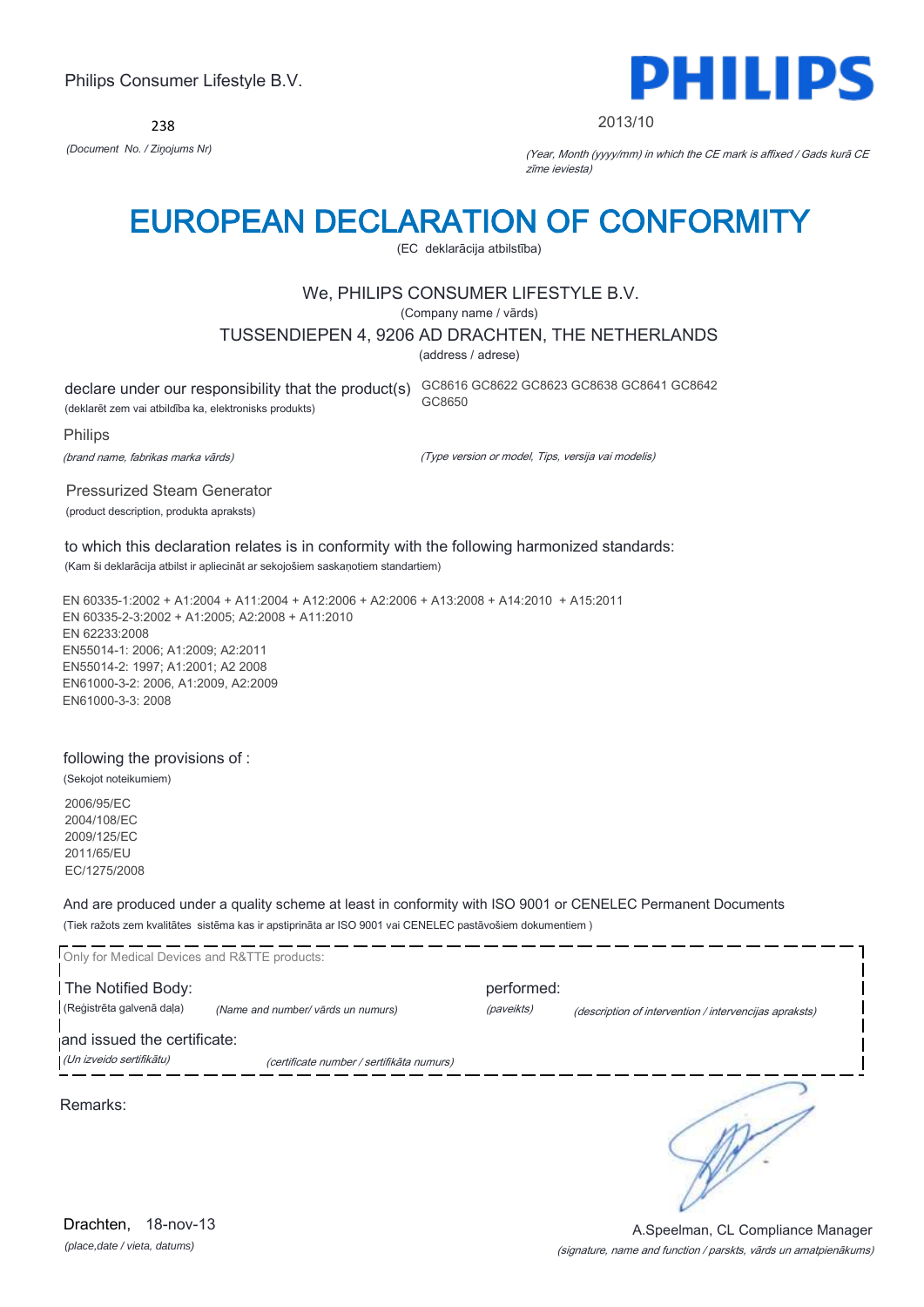Philips Consumer Lifestyle B.V.

238

*(Document No. / Ziņojums Nr)*

PHILIPS

2013/10

*(Year, Month (yyyy/mm) in which the CE mark is affixed / Gads kurā CE zīme ieviesta)*

# EUROPEAN DECLARATION OF CONFORMITY

(EC deklarācija atbilstība)

We, PHILIPS CONSUMER LIFESTYLE B.V.

(Company name / vārds)

TUSSENDIEPEN 4, 9206 AD DRACHTEN, THE NETHERLANDS

(address / adrese)

declare under our responsibility that the product(s) GC8616 GC8622 GC8623 GC8638 GC8641 GC8642 GC8650

(deklarēt zem vai atbildība ka, elektronisks produkts)

Philips

*(brand name, fabrikas marka vārds)*

*(Type version or model, Tips, versija vai modelis)*

Pressurized Steam Generator

(product description, produkta apraksts)

to which this declaration relates is in conformity with the following harmonized standards:

(Kam šī deklarācija atbilst ir apliecināt ar sekojošiem saskaņotiem standartiem)

EN 60335-1:2002 + A1:2004 + A11:2004 + A12:2006 + A2:2006 + A13:2008 + A14:2010 + A15:2011
EN 60335-2-3:2002 + A1:2005; A2:2008 + A11:2010
EN 62233:2008
EN55014-1: 2006; A1:2009; A2:2011
EN55014-2: 1997; A1:2001; A2 2008
EN61000-3-2: 2006, A1:2009, A2:2009
EN61000-3-3: 2008

following the provisions of :

(Sekojot noteikumiem)

2006/95/EC
2004/108/EC
2009/125/EC
2011/65/EU
EC/1275/2008

And are produced under a quality scheme at least in conformity with ISO 9001 or CENELEC Permanent Documents

(Tiek ražots zem kvalitātes sistēma kas ir apstiprināta ar ISO 9001 vai CENELEC pastāvošiem dokumentiem )

Only for Medical Devices and R&TTE products:

The Notified Body: (Reģistrēta galvenā daļa) *(Name and number/ vārds un numurs)*

performed: *(paveikts)* *(description of intervention / intervencijas apraksts)*

and issued the certificate: *(Un izveido sertifikātu)* *(certificate number / sertifikāta numurs)*

Remarks:

Drachten, 18-nov-13

*(place,date / vieta, datums)*

A.Speelman, CL Compliance Manager

*(signature, name and function / parskts, vārds un amatpienākums)*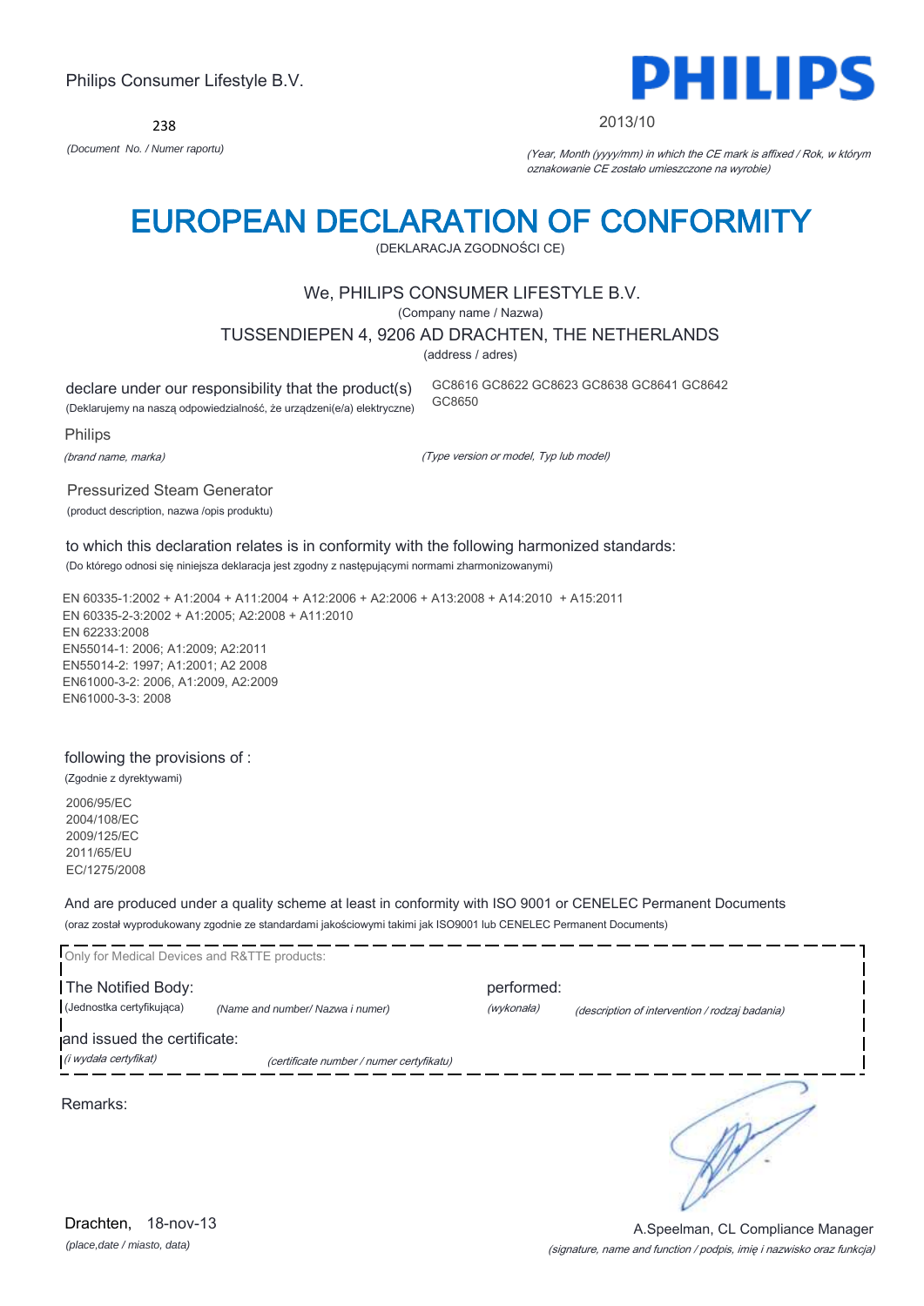Philips Consumer Lifestyle B.V.

PHILIPS

238

*(Document No. / Numer raportu)*

2013/10

*(Year, Month (yyyy/mm) in which the CE mark is affixed / Rok, w którym oznakowanie CE zostało umieszczone na wyrobie)*

# EUROPEAN DECLARATION OF CONFORMITY

(DEKLARACJA ZGODNOŚCI CE)

We, PHILIPS CONSUMER LIFESTYLE B.V.

(Company name / Nazwa)

TUSSENDIEPEN 4, 9206 AD DRACHTEN, THE NETHERLANDS

(address / adres)

declare under our responsibility that the product(s)
(Deklarujemy na naszą odpowiedzialność, że urządzeni(e/a) elektryczne)

GC8616 GC8622 GC8623 GC8638 GC8641 GC8642 GC8650

Philips

*(brand name, marka)*

*(Type version or model, Typ lub model)*

Pressurized Steam Generator

(product description, nazwa /opis produktu)

to which this declaration relates is in conformity with the following harmonized standards:
(Do którego odnosi się niniejsza deklaracja jest zgodny z następującymi normami zharmonizowanymi)

EN 60335-1:2002 + A1:2004 + A11:2004 + A12:2006 + A2:2006 + A13:2008 + A14:2010 + A15:2011
EN 60335-2-3:2002 + A1:2005; A2:2008 + A11:2010
EN 62233:2008
EN55014-1: 2006; A1:2009; A2:2011
EN55014-2: 1997; A1:2001; A2 2008
EN61000-3-2: 2006, A1:2009, A2:2009
EN61000-3-3: 2008

following the provisions of :
(Zgodnie z dyrektywami)

2006/95/EC
2004/108/EC
2009/125/EC
2011/65/EU
EC/1275/2008

And are produced under a quality scheme at least in conformity with ISO 9001 or CENELEC Permanent Documents
(oraz został wyprodukowany zgodnie ze standardami jakościowymi takimi jak ISO9001 lub CENELEC Permanent Documents)

Only for Medical Devices and R&TTE products:

The Notified Body: (Jednostka certyfikująca) *(Name and number/ Nazwa i numer)*

performed: *(wykonała)* *(description of intervention / rodzaj badania)*

and issued the certificate: *(i wydała certyfikat)* *(certificate number / numer certyfikatu)*

Remarks:

Drachten, 18-nov-13

*(place,date / miasto, data)*

A.Speelman, CL Compliance Manager

*(signature, name and function / podpis, imię i nazwisko oraz funkcja)*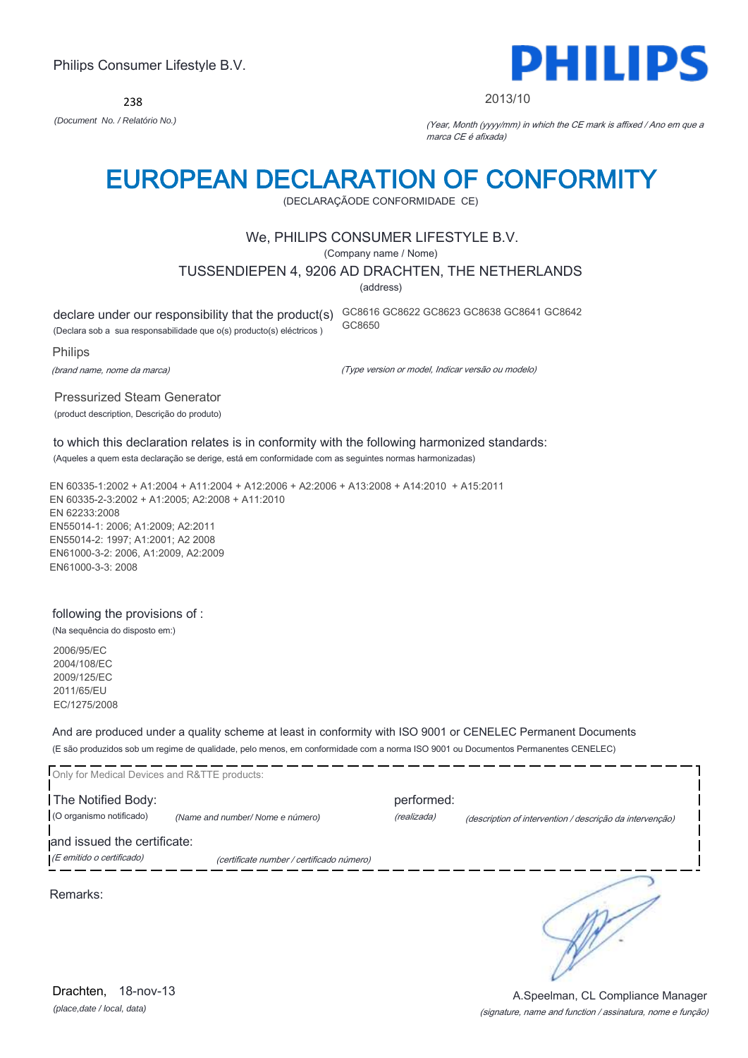Philips Consumer Lifestyle B.V.

238

*(Document No. / Relatório No.)*

**PHILIPS**

2013/10

*(Year, Month (yyyy/mm) in which the CE mark is affixed / Ano em que a marca CE é afixada)*

# EUROPEAN DECLARATION OF CONFORMITY

(DECLARAÇÃODE CONFORMIDADE CE)

We, PHILIPS CONSUMER LIFESTYLE B.V.

(Company name / Nome)

TUSSENDIEPEN 4, 9206 AD DRACHTEN, THE NETHERLANDS

(address)

declare under our responsibility that the product(s) GC8616 GC8622 GC8623 GC8638 GC8641 GC8642 GC8650

(Declara sob a sua responsabilidade que o(s) producto(s) eléctricos )

Philips

*(brand name, nome da marca)*

*(Type version or model, Indicar versão ou modelo)*

Pressurized Steam Generator

(product description, Descrição do produto)

to which this declaration relates is in conformity with the following harmonized standards:

(Aqueles a quem esta declaração se derige, está em conformidade com as seguintes normas harmonizadas)

EN 60335-1:2002 + A1:2004 + A11:2004 + A12:2006 + A2:2006 + A13:2008 + A14:2010 + A15:2011
EN 60335-2-3:2002 + A1:2005; A2:2008 + A11:2010
EN 62233:2008
EN55014-1: 2006; A1:2009; A2:2011
EN55014-2: 1997; A1:2001; A2 2008
EN61000-3-2: 2006, A1:2009, A2:2009
EN61000-3-3: 2008

following the provisions of :

(Na sequência do disposto em:)

2006/95/EC
2004/108/EC
2009/125/EC
2011/65/EU
EC/1275/2008

And are produced under a quality scheme at least in conformity with ISO 9001 or CENELEC Permanent Documents

(E são produzidos sob um regime de qualidade, pelo menos, em conformidade com a norma ISO 9001 ou Documentos Permanentes CENELEC)

Only for Medical Devices and R&TTE products:

The Notified Body: *(Name and number/ Nome e número)* performed: *(realizada)* *(description of intervention / descrição da intervenção)*

(O organismo notificado)

and issued the certificate: *(certificate number / certificado número)*

*(E emitido o certificado)*

Remarks:

Drachten, 18-nov-13

*(place,date / local, data)*

A.Speelman, CL Compliance Manager

*(signature, name and function / assinatura, nome e função)*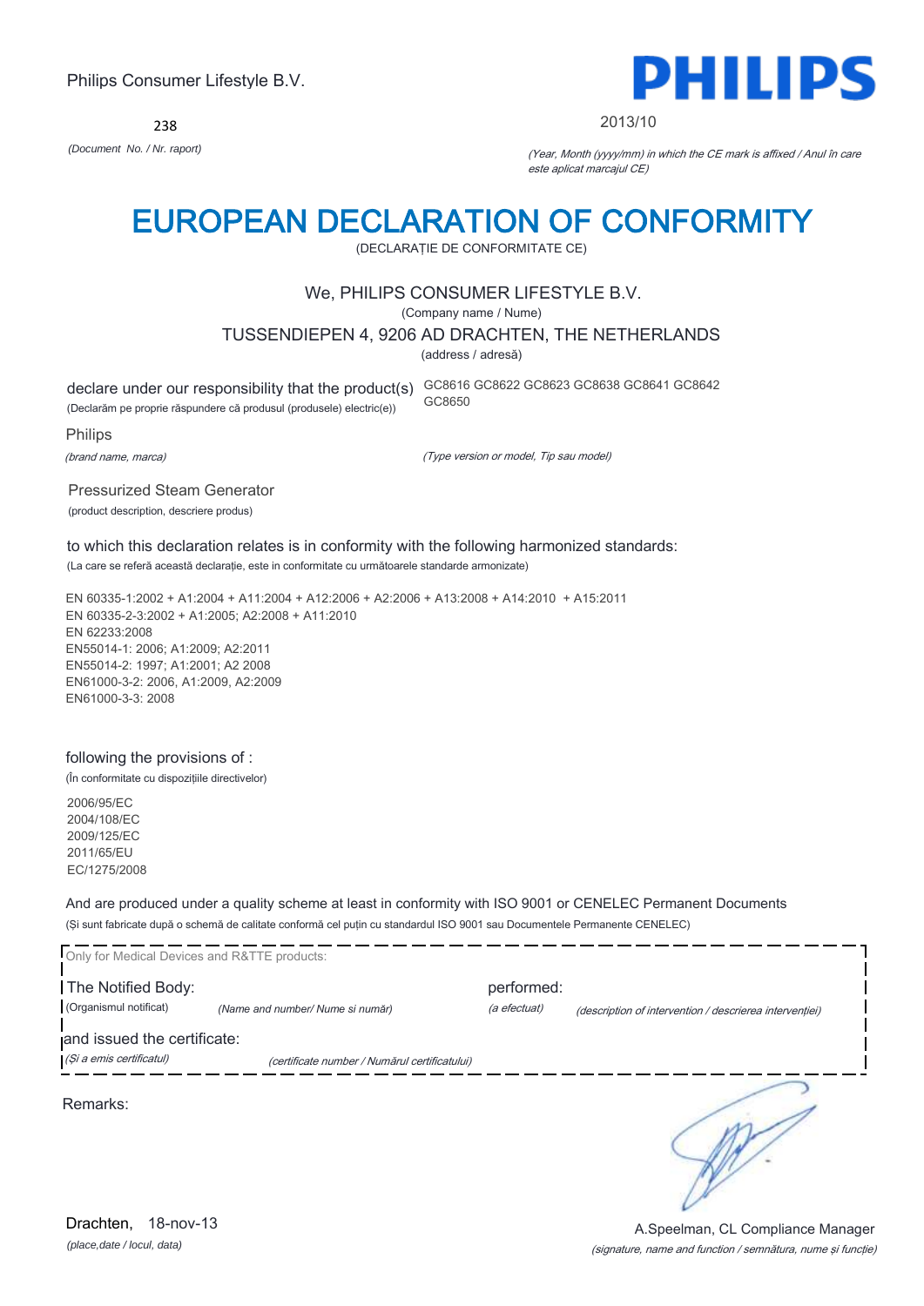Philips Consumer Lifestyle B.V.

238

*(Document No. / Nr. raport)*

PHILIPS

2013/10

*(Year, Month (yyyy/mm) in which the CE mark is affixed / Anul în care este aplicat marcajul CE)*

# EUROPEAN DECLARATION OF CONFORMITY

(DECLARAȚIE DE CONFORMITATE CE)

We, PHILIPS CONSUMER LIFESTYLE B.V.

(Company name / Nume)

TUSSENDIEPEN 4, 9206 AD DRACHTEN, THE NETHERLANDS

(address / adresă)

declare under our responsibility that the product(s) GC8616 GC8622 GC8623 GC8638 GC8641 GC8642 GC8650

(Declarăm pe proprie răspundere că produsul (produsele) electric(e))

Philips

*(brand name, marca)*

*(Type version or model, Tip sau model)*

Pressurized Steam Generator

(product description, descriere produs)

to which this declaration relates is in conformity with the following harmonized standards:

(La care se referă această declarație, este in conformitate cu următoarele standarde armonizate)

EN 60335-1:2002 + A1:2004 + A11:2004 + A12:2006 + A2:2006 + A13:2008 + A14:2010 + A15:2011
EN 60335-2-3:2002 + A1:2005; A2:2008 + A11:2010
EN 62233:2008
EN55014-1: 2006; A1:2009; A2:2011
EN55014-2: 1997; A1:2001; A2 2008
EN61000-3-2: 2006, A1:2009, A2:2009
EN61000-3-3: 2008

following the provisions of :

(În conformitate cu dispozițiile directivelor)

2006/95/EC
2004/108/EC
2009/125/EC
2011/65/EU
EC/1275/2008

And are produced under a quality scheme at least in conformity with ISO 9001 or CENELEC Permanent Documents

(Și sunt fabricate după o schemă de calitate conformă cel puțin cu standardul ISO 9001 sau Documentele Permanente CENELEC)

Only for Medical Devices and R&TTE products:

The Notified Body: (Organismul notificat) *(Name and number/ Nume si număr)* performed: *(a efectuat)* *(description of intervention / descrierea intervenției)*

and issued the certificate: *(Și a emis certificatul)* *(certificate number / Numărul certificatului)*

Remarks:

Drachten, 18-nov-13

*(place,date / locul, data)*

A.Speelman, CL Compliance Manager

*(signature, name and function / semnătura, nume și funcție)*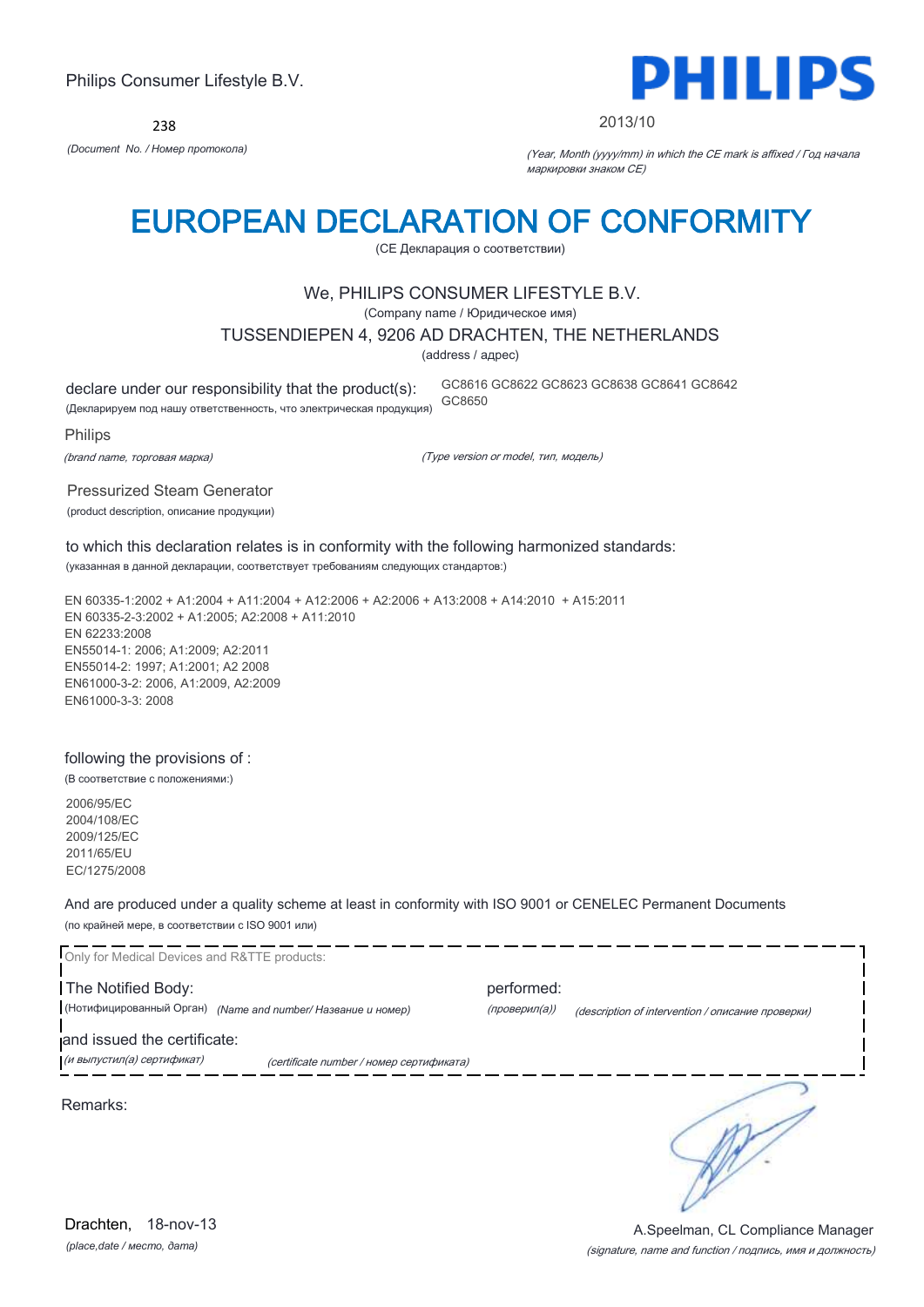Philips Consumer Lifestyle B.V.

238

*(Document No. / Номер протокола)*

PHILIPS

2013/10

*(Year, Month (yyyy/mm) in which the CE mark is affixed / Год начала маркировки знаком CE)*

# EUROPEAN DECLARATION OF CONFORMITY

(CE Декларация о соответствии)

We, PHILIPS CONSUMER LIFESTYLE B.V.

(Company name / Юридическое имя)

TUSSENDIEPEN 4, 9206 AD DRACHTEN, THE NETHERLANDS

(address / адрес)

declare under our responsibility that the product(s):
(Декларируем под нашу ответственность, что электрическая продукция)

GC8616 GC8622 GC8623 GC8638 GC8641 GC8642 GC8650

Philips

*(brand name, торговая марка)*

*(Type version or model, тип, модель)*

Pressurized Steam Generator

(product description, описание продукции)

to which this declaration relates is in conformity with the following harmonized standards:
(указанная в данной декларации, соответствует требованиям следующих стандартов:)

EN 60335-1:2002 + A1:2004 + A11:2004 + A12:2006 + A2:2006 + A13:2008 + A14:2010 + A15:2011
EN 60335-2-3:2002 + A1:2005; A2:2008 + A11:2010
EN 62233:2008
EN55014-1: 2006; A1:2009; A2:2011
EN55014-2: 1997; A1:2001; A2 2008
EN61000-3-2: 2006, A1:2009, A2:2009
EN61000-3-3: 2008

following the provisions of :
(В соответствие с положениями:)

2006/95/EC
2004/108/EC
2009/125/EC
2011/65/EU
EC/1275/2008

And are produced under a quality scheme at least in conformity with ISO 9001 or CENELEC Permanent Documents
(по крайней мере, в соответствии с ISO 9001 или)

Only for Medical Devices and R&TTE products:

The Notified Body: (Нотифицированный Орган) *(Name and number/ Название и номер)*

performed: *(проверил(а))* *(description of intervention / описание проверки)*

and issued the certificate:
*(и выпустил(а) сертификат)* *(certificate number / номер сертификата)*

Remarks:

Drachten, 18-nov-13

*(place,date / место, дата)*

A.Speelman, CL Compliance Manager

*(signature, name and function / подпись, имя и должность)*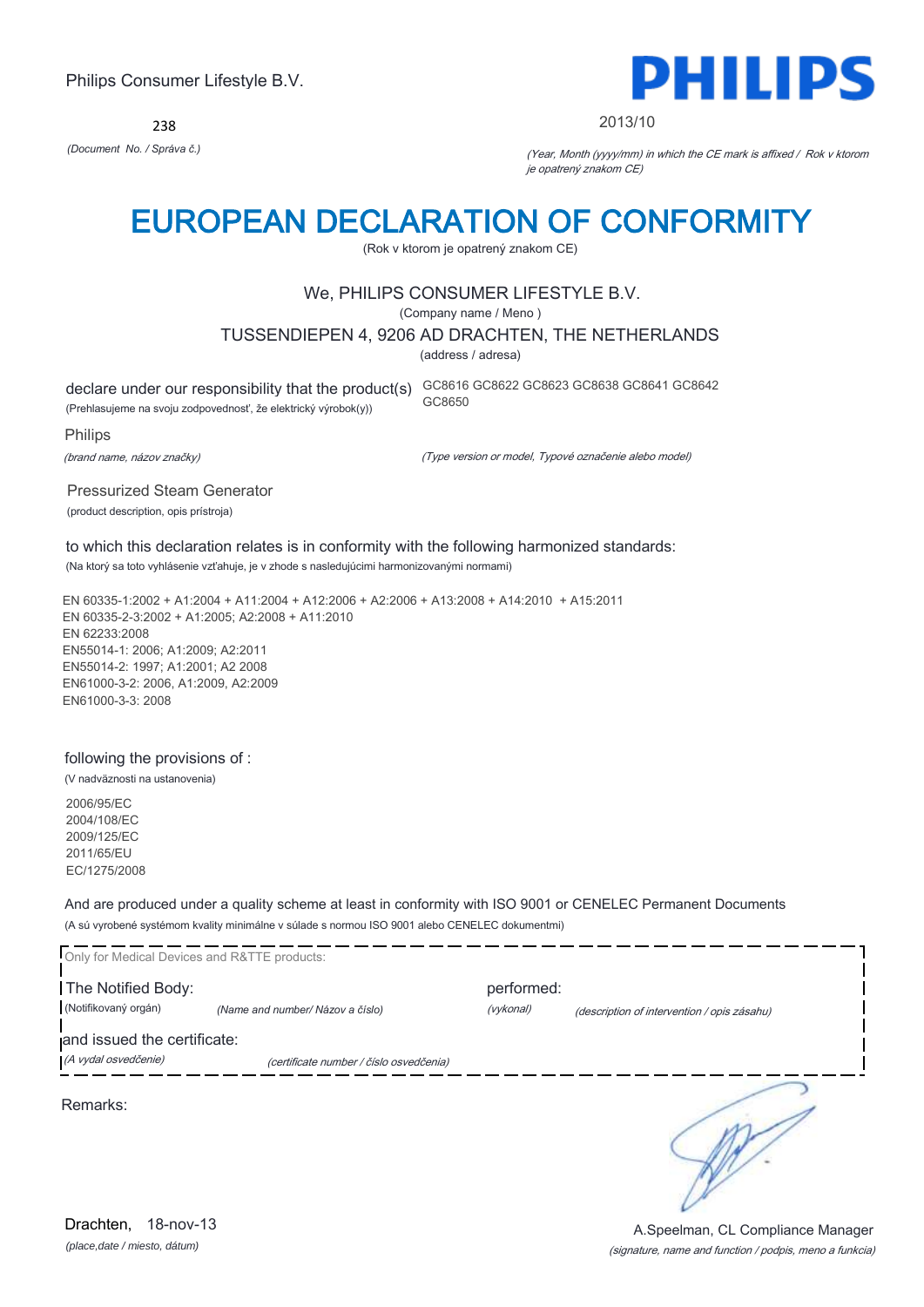Philips Consumer Lifestyle B.V.

238

*(Document No. / Správa č.)*

PHILIPS

2013/10

*(Year, Month (yyyy/mm) in which the CE mark is affixed / Rok v ktorom je opatrený znakom CE)*

# EUROPEAN DECLARATION OF CONFORMITY

(Rok v ktorom je opatrený znakom CE)

We, PHILIPS CONSUMER LIFESTYLE B.V.

(Company name / Meno )

TUSSENDIEPEN 4, 9206 AD DRACHTEN, THE NETHERLANDS

(address / adresa)

declare under our responsibility that the product(s) GC8616 GC8622 GC8623 GC8638 GC8641 GC8642 GC8650

(Prehlasujeme na svoju zodpovednosť, že elektrický výrobok(y))

Philips

*(brand name, názov značky)*

*(Type version or model, Typové označenie alebo model)*

Pressurized Steam Generator

(product description, opis prístroja)

to which this declaration relates is in conformity with the following harmonized standards:

(Na ktorý sa toto vyhlásenie vzťahuje, je v zhode s nasledujúcimi harmonizovanými normami)

EN 60335-1:2002 + A1:2004 + A11:2004 + A12:2006 + A2:2006 + A13:2008 + A14:2010 + A15:2011
EN 60335-2-3:2002 + A1:2005; A2:2008 + A11:2010
EN 62233:2008
EN55014-1: 2006; A1:2009; A2:2011
EN55014-2: 1997; A1:2001; A2 2008
EN61000-3-2: 2006, A1:2009, A2:2009
EN61000-3-3: 2008

following the provisions of :

(V nadväznosti na ustanovenia)

2006/95/EC
2004/108/EC
2009/125/EC
2011/65/EU
EC/1275/2008

And are produced under a quality scheme at least in conformity with ISO 9001 or CENELEC Permanent Documents

(A sú vyrobené systémom kvality minimálne v súlade s normou ISO 9001 alebo CENELEC dokumentmi)

Only for Medical Devices and R&TTE products:

The Notified Body: performed:

(Notifikovaný orgán) *(Name and number/ Názov a číslo)* *(vykonal)* *(description of intervention / opis zásahu)*

and issued the certificate:

*(A vydal osvedčenie)* *(certificate number / číslo osvedčenia)*

Remarks:

Drachten, 18-nov-13

*(place,date / miesto, dátum)*

A.Speelman, CL Compliance Manager

*(signature, name and function / podpis, meno a funkcia)*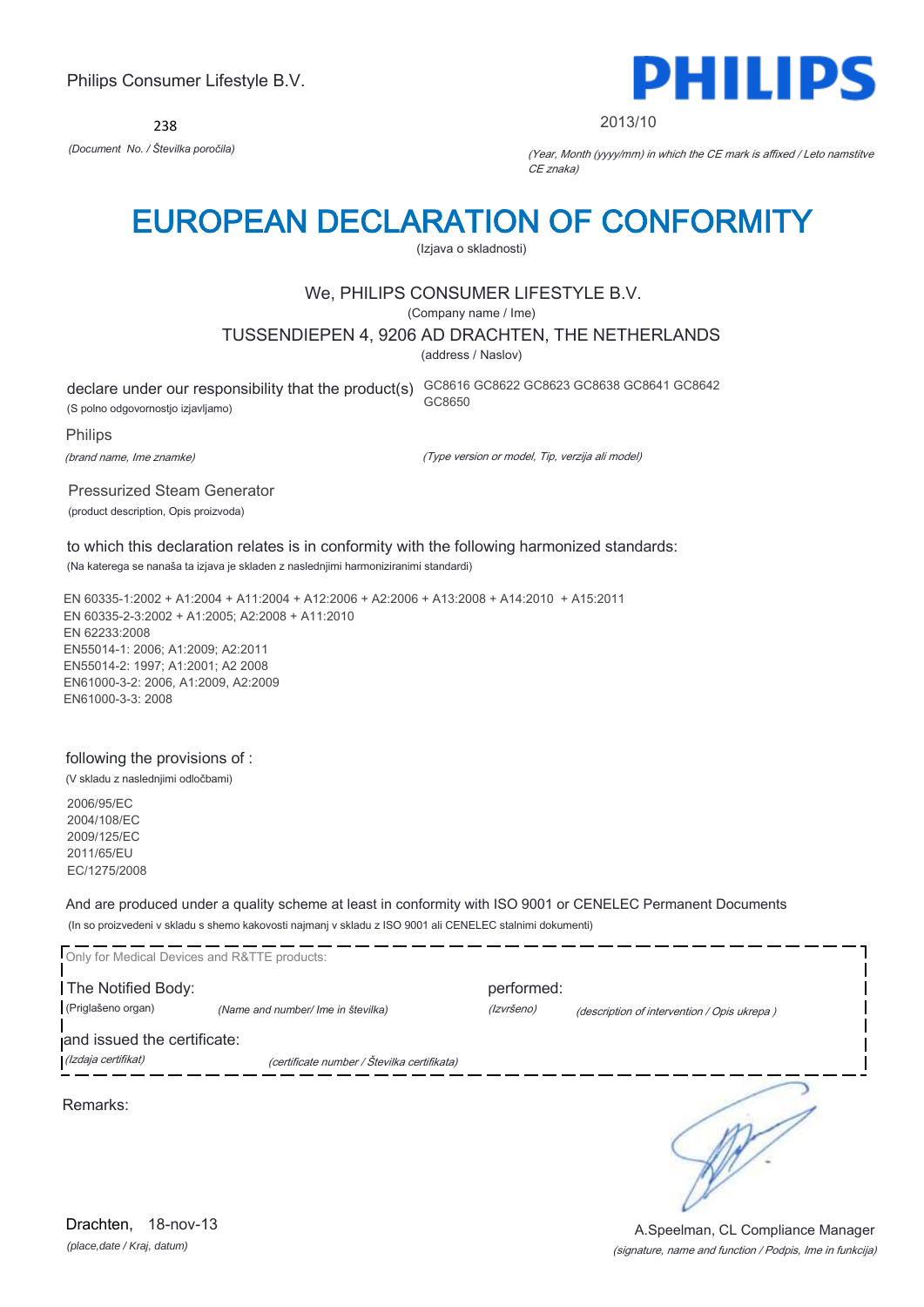Philips Consumer Lifestyle B.V.

238

*(Document No. / Številka poročila)*

PHILIPS

2013/10

*(Year, Month (yyyy/mm) in which the CE mark is affixed / Leto namstitve CE znaka)*

# EUROPEAN DECLARATION OF CONFORMITY

(Izjava o skladnosti)

We, PHILIPS CONSUMER LIFESTYLE B.V.

(Company name / Ime)

TUSSENDIEPEN 4, 9206 AD DRACHTEN, THE NETHERLANDS

(address / Naslov)

declare under our responsibility that the product(s) GC8616 GC8622 GC8623 GC8638 GC8641 GC8642 GC8650

(S polno odgovornostjo izjavljamo)

Philips

*(brand name, Ime znamke)*

*(Type version or model, Tip, verzija ali model)*

Pressurized Steam Generator

(product description, Opis proizvoda)

to which this declaration relates is in conformity with the following harmonized standards:

(Na katerega se nanaša ta izjava je skladen z naslednjimi harmoniziranimi standardi)

EN 60335-1:2002 + A1:2004 + A11:2004 + A12:2006 + A2:2006 + A13:2008 + A14:2010 + A15:2011
EN 60335-2-3:2002 + A1:2005; A2:2008 + A11:2010
EN 62233:2008
EN55014-1: 2006; A1:2009; A2:2011
EN55014-2: 1997; A1:2001; A2 2008
EN61000-3-2: 2006, A1:2009, A2:2009
EN61000-3-3: 2008

following the provisions of :

(V skladu z naslednjimi odločbami)

2006/95/EC
2004/108/EC
2009/125/EC
2011/65/EU
EC/1275/2008

And are produced under a quality scheme at least in conformity with ISO 9001 or CENELEC Permanent Documents

(In so proizvedeni v skladu s shemo kakovosti najmanj v skladu z ISO 9001 ali CENELEC stalnimi dokumenti)

Only for Medical Devices and R&TTE products:

The Notified Body: (Priglašeno organ) *(Name and number/ Ime in številka)*

performed: *(Izvršeno)* *(description of intervention / Opis ukrepa )*

and issued the certificate: *(Izdaja certifikat)* *(certificate number / Številka certifikata)*

Remarks:

Drachten, 18-nov-13

*(place,date / Kraj, datum)*

A.Speelman, CL Compliance Manager

*(signature, name and function / Podpis, Ime in funkcija)*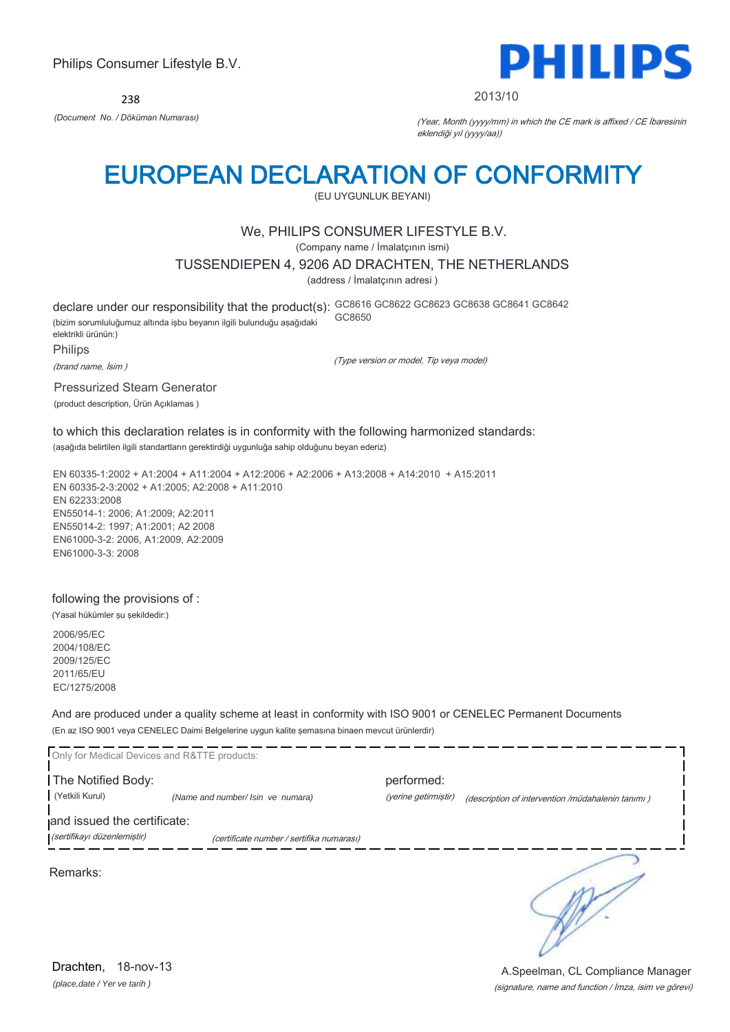Philips Consumer Lifestyle B.V.

PHILIPS

238

*(Document No. / Döküman Numarası)*

2013/10

*(Year, Month (yyyy/mm) in which the CE mark is affixed / CE İbaresinin eklendiği yıl (yyyy/aa))*

# EUROPEAN DECLARATION OF CONFORMITY

(EU UYGUNLUK BEYANI)

We, PHILIPS CONSUMER LIFESTYLE B.V.

(Company name / İmalatçının ismi)

TUSSENDIEPEN 4, 9206 AD DRACHTEN, THE NETHERLANDS

(address / İmalatçının adresi )

declare under our responsibility that the product(s): GC8616 GC8622 GC8623 GC8638 GC8641 GC8642 GC8650

(bizim sorumluluğumuz altında işbu beyanın ilgili bulunduğu aşağıdaki elektrikli ürünün:)

Philips

*(brand name, İsim )*

*(Type version or model, Tip veya model)*

Pressurized Steam Generator

(product description, Ürün Açıklamas )

to which this declaration relates is in conformity with the following harmonized standards:

(aşağıda belirtilen ilgili standartların gerektirdiği uygunluğa sahip olduğunu beyan ederiz)

EN 60335-1:2002 + A1:2004 + A11:2004 + A12:2006 + A2:2006 + A13:2008 + A14:2010 + A15:2011
EN 60335-2-3:2002 + A1:2005; A2:2008 + A11:2010
EN 62233:2008
EN55014-1: 2006; A1:2009; A2:2011
EN55014-2: 1997; A1:2001; A2 2008
EN61000-3-2: 2006, A1:2009, A2:2009
EN61000-3-3: 2008

following the provisions of :

(Yasal hükümler şu şekildedir:)

2006/95/EC
2004/108/EC
2009/125/EC
2011/65/EU
EC/1275/2008

And are produced under a quality scheme at least in conformity with ISO 9001 or CENELEC Permanent Documents

(En az ISO 9001 veya CENELEC Daimi Belgelerine uygun kalite şemasına binaen mevcut ürünlerdir)

Only for Medical Devices and R&TTE products:

The Notified Body: performed:

(Yetkili Kurul) *(Name and number/ Isin ve numara)* *(yerine getirmiştir)* *(description of intervention /müdahalenin tanımı )*

and issued the certificate:

*(sertifikayı düzenlemiştir)* *(certificate number / sertifika numarası)*

Remarks:

Drachten, 18-nov-13

*(place,date / Yer ve tarih )*

A.Speelman, CL Compliance Manager

*(signature, name and function / İmza, isim ve görevi)*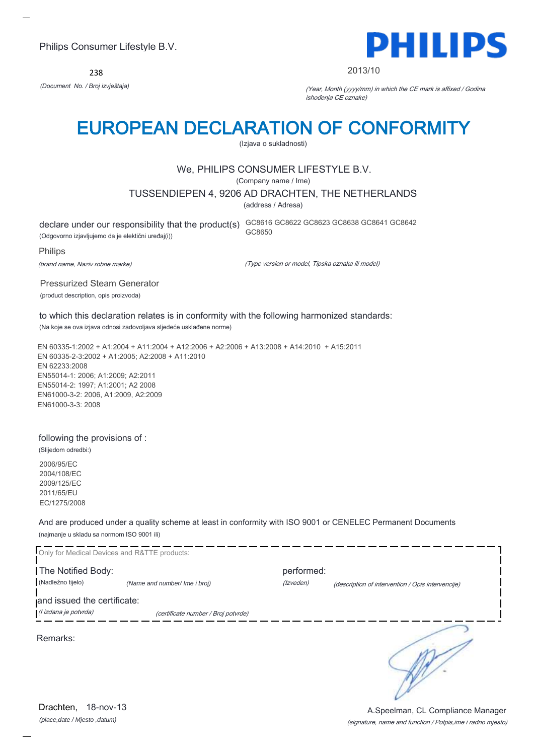Philips Consumer Lifestyle B.V.

PHILIPS

238

*(Document No. / Broj izvještaja)*

2013/10

*(Year, Month (yyyy/mm) in which the CE mark is affixed / Godina ishođenja CE oznake)*

# EUROPEAN DECLARATION OF CONFORMITY

(Izjava o sukladnosti)

We, PHILIPS CONSUMER LIFESTYLE B.V.

(Company name / Ime)

TUSSENDIEPEN 4, 9206 AD DRACHTEN, THE NETHERLANDS

(address / Adresa)

declare under our responsibility that the product(s) GC8616 GC8622 GC8623 GC8638 GC8641 GC8642 GC8650

(Odgovorno izjavljujemo da je električni uređaj(i))

Philips

*(brand name, Naziv robne marke)*

*(Type version or model, Tipska oznaka ili model)*

Pressurized Steam Generator

(product description, opis proizvoda)

to which this declaration relates is in conformity with the following harmonized standards:

(Na koje se ova izjava odnosi zadovoljava sljedeće usklađene norme)

EN 60335-1:2002 + A1:2004 + A11:2004 + A12:2006 + A2:2006 + A13:2008 + A14:2010 + A15:2011
EN 60335-2-3:2002 + A1:2005; A2:2008 + A11:2010
EN 62233:2008
EN55014-1: 2006; A1:2009; A2:2011
EN55014-2: 1997; A1:2001; A2 2008
EN61000-3-2: 2006, A1:2009, A2:2009
EN61000-3-3: 2008

following the provisions of :

(Slijedom odredbi:)

2006/95/EC
2004/108/EC
2009/125/EC
2011/65/EU
EC/1275/2008

And are produced under a quality scheme at least in conformity with ISO 9001 or CENELEC Permanent Documents

(najmanje u skladu sa normom ISO 9001 ili)

Only for Medical Devices and R&TTE products:

The Notified Body: *(Name and number/ Ime i broj)* performed: *(description of intervention / Opis intervencije)*

(Nadležno tijelo) (Izveden)

and issued the certificate: *(certificate number / Broj potvrde)*

*(I izdana je potvrda)*

Remarks:

Drachten, 18-nov-13

*(place,date / Mjesto ,datum)*

A.Speelman, CL Compliance Manager

*(signature, name and function / Potpis,ime i radno mjesto)*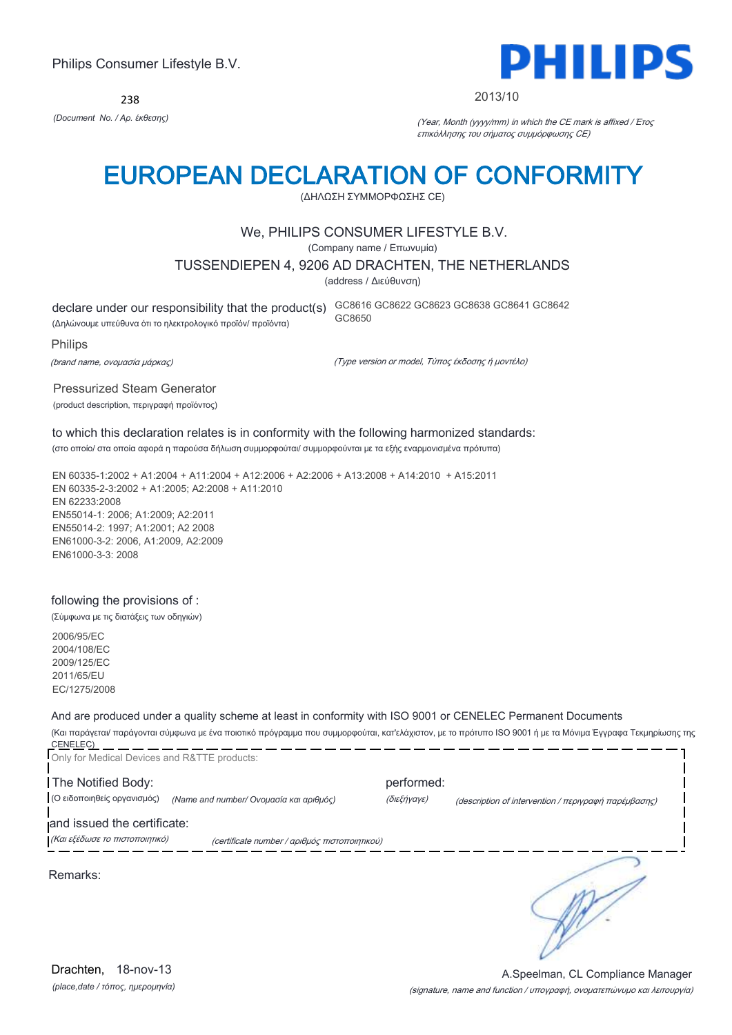Philips Consumer Lifestyle B.V.

238

*(Document No. / Αρ. έκθεσης)*

**PHILIPS**

2013/10

*(Year, Month (yyyy/mm) in which the CE mark is affixed / Έτος επικόλλησης του σήματος συμμόρφωσης CE)*

# EUROPEAN DECLARATION OF CONFORMITY

(ΔΗΛΩΣΗ ΣΥΜΜΟΡΦΩΣΗΣ CE)

We, PHILIPS CONSUMER LIFESTYLE B.V.

(Company name / Επωνυμία)

TUSSENDIEPEN 4, 9206 AD DRACHTEN, THE NETHERLANDS

(address / Διεύθυνση)

declare under our responsibility that the product(s) GC8616 GC8622 GC8623 GC8638 GC8641 GC8642 GC8650

(Δηλώνουμε υπεύθυνα ότι το ηλεκτρολογικό προϊόν/ προϊόντα)

Philips

*(brand name, ονομασία μάρκας)*

*(Type version or model, Τύπος έκδοσης ή μοντέλο)*

Pressurized Steam Generator

(product description, περιγραφή προϊόντος)

to which this declaration relates is in conformity with the following harmonized standards:

(στο οποίο/ στα οποία αφορά η παρούσα δήλωση συμμορφούται/ συμμορφούνται με τα εξής εναρμονισμένα πρότυπα)

EN 60335-1:2002 + A1:2004 + A11:2004 + A12:2006 + A2:2006 + A13:2008 + A14:2010 + A15:2011
EN 60335-2-3:2002 + A1:2005; A2:2008 + A11:2010
EN 62233:2008
EN55014-1: 2006; A1:2009; A2:2011
EN55014-2: 1997; A1:2001; A2 2008
EN61000-3-2: 2006, A1:2009, A2:2009
EN61000-3-3: 2008

following the provisions of :

(Σύμφωνα με τις διατάξεις των οδηγιών)

2006/95/EC
2004/108/EC
2009/125/EC
2011/65/EU
EC/1275/2008

And are produced under a quality scheme at least in conformity with ISO 9001 or CENELEC Permanent Documents

(Και παράγεται/ παράγονται σύμφωνα με ένα ποιοτικό πρόγραμμα που συμμορφούται, κατ'ελάχιστον, με το πρότυπο ISO 9001 ή με τα Μόνιμα Έγγραφα Τεκμηρίωσης της CENELEC)

Only for Medical Devices and R&TTE products:

The Notified Body: performed:

(Ο ειδοποιηθείς οργανισμός) *(Name and number/ Ονομασία και αριθμός)* *(διεξήγαγε)* *(description of intervention / περιγραφή παρέμβασης)*

and issued the certificate:

*(Και εξέδωσε το πιστοποιητικό)* *(certificate number / αριθμός πιστοποιητικού)*

Remarks:

Drachten, 18-nov-13

*(place,date / τόπος, ημερομηνία)*

A.Speelman, CL Compliance Manager

*(signature, name and function / υπογραφή, ονοματεπώνυμο και λειτουργία)*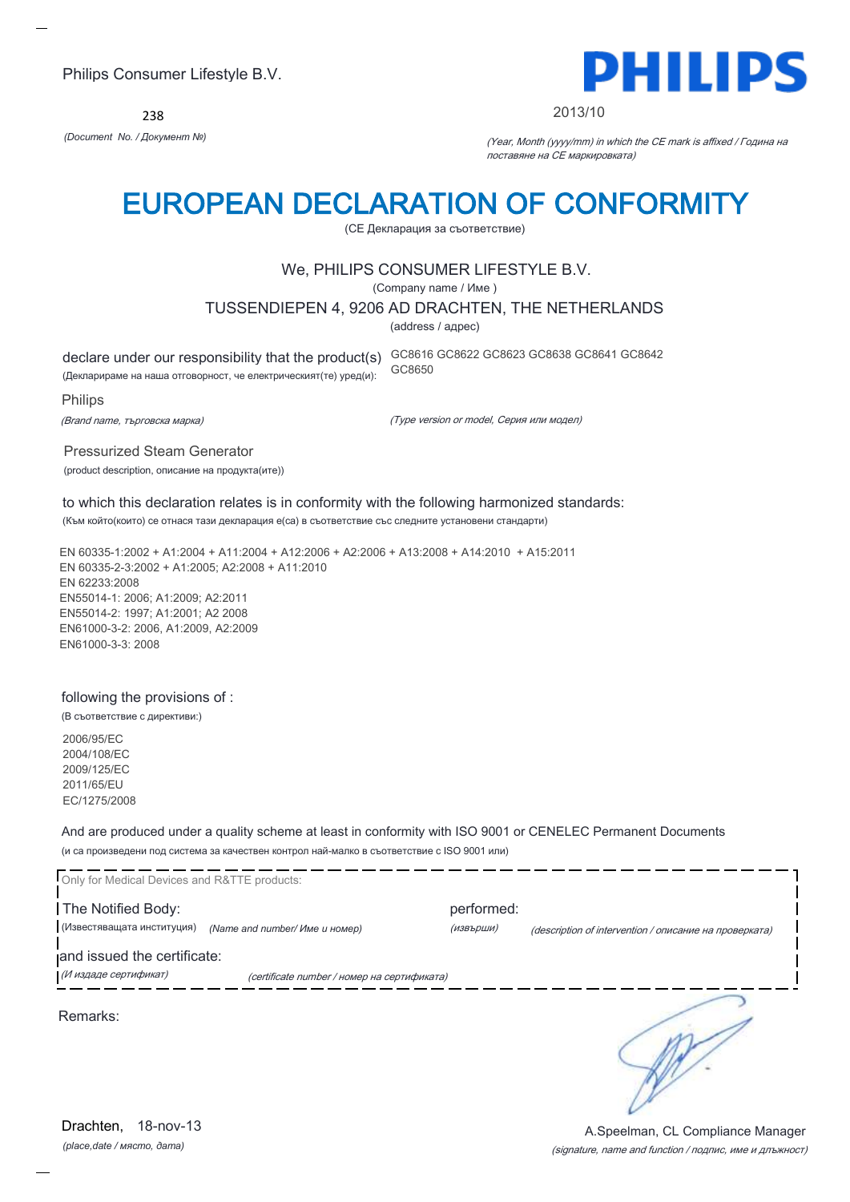Philips Consumer Lifestyle B.V.

PHILIPS

238

*(Document No. / Документ №)*

2013/10

*(Year, Month (yyyy/mm) in which the CE mark is affixed / Година на поставяне на CE маркировката)*

# EUROPEAN DECLARATION OF CONFORMITY

(CE Декларация за съответствие)

We, PHILIPS CONSUMER LIFESTYLE B.V.

(Company name / Име )

TUSSENDIEPEN 4, 9206 AD DRACHTEN, THE NETHERLANDS

(address / адрес)

declare under our responsibility that the product(s)
(Декларираме на наша отговорност, че електрическият(те) уред(и):

GC8616 GC8622 GC8623 GC8638 GC8641 GC8642 GC8650

Philips

*(Brand name, търговска марка)*

*(Type version or model, Серия или модел)*

Pressurized Steam Generator

(product description, описание на продукта(ите))

to which this declaration relates is in conformity with the following harmonized standards:

(Към който(които) се отнася тази декларация е(са) в съответствие със следните установени стандарти)

EN 60335-1:2002 + A1:2004 + A11:2004 + A12:2006 + A2:2006 + A13:2008 + A14:2010 + A15:2011
EN 60335-2-3:2002 + A1:2005; A2:2008 + A11:2010
EN 62233:2008
EN55014-1: 2006; A1:2009; A2:2011
EN55014-2: 1997; A1:2001; A2 2008
EN61000-3-2: 2006, A1:2009, A2:2009
EN61000-3-3: 2008

following the provisions of :

(В съответствие с директиви:)

2006/95/EC
2004/108/EC
2009/125/EC
2011/65/EU
EC/1275/2008

And are produced under a quality scheme at least in conformity with ISO 9001 or CENELEC Permanent Documents

(и са произведени под система за качествен контрол най-малко в съответствие с ISO 9001 или)

Only for Medical Devices and R&TTE products:

The Notified Body: (Известяващата институция) *(Name and number/ Име и номер)*

performed: *(извърши)* *(description of intervention / описание на проверката)*

and issued the certificate:

*(И издаде сертификат)* *(certificate number / номер на сертификата)*

Remarks:

Drachten, 18-nov-13

*(place,date / място, дата)*

A.Speelman, CL Compliance Manager

*(signature, name and function / подпис, име и длъжност)*